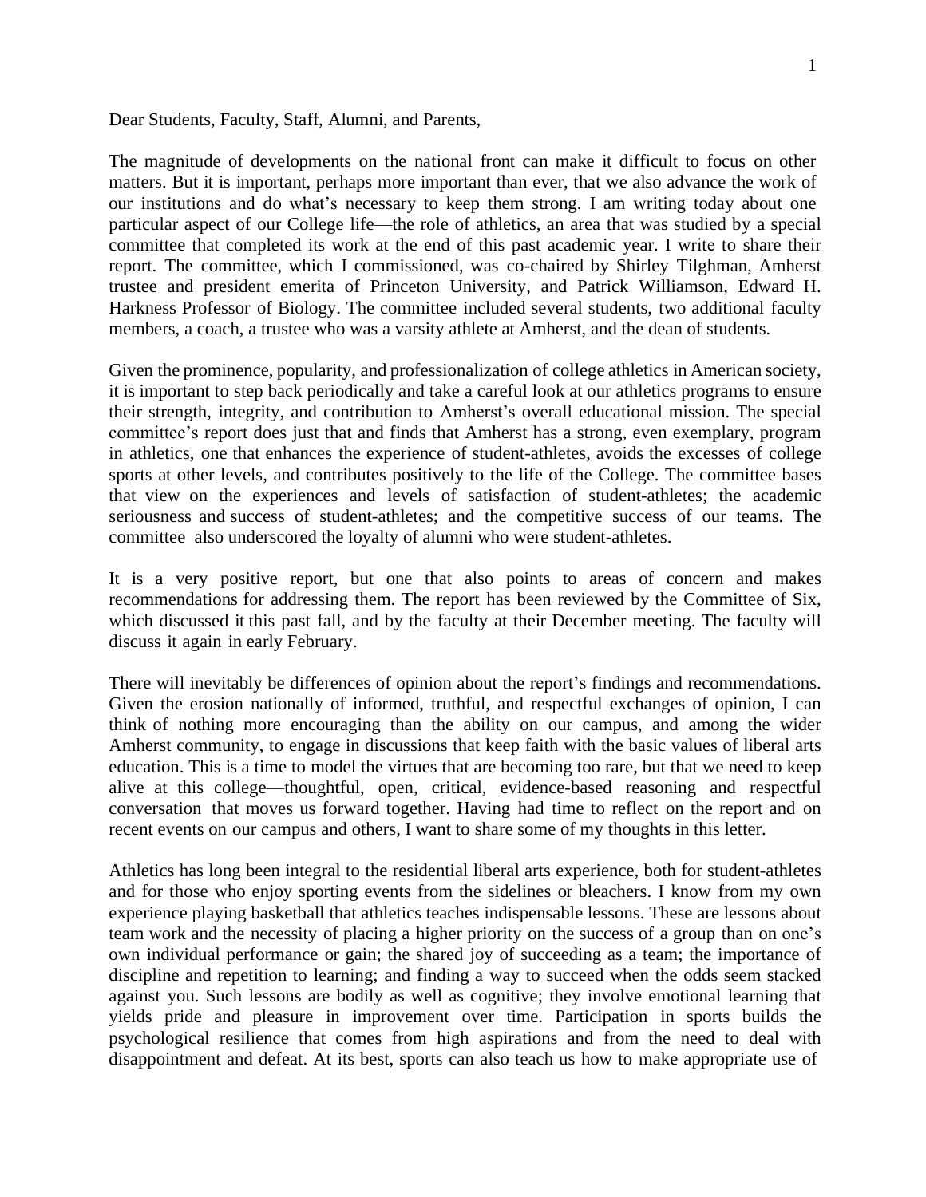Dear Students, Faculty, Staff, Alumni, and Parents,

The magnitude of developments on the national front can make it difficult to focus on other matters. But it is important, perhaps more important than ever, that we also advance the work of our institutions and do what's necessary to keep them strong. I am writing today about one particular aspect of our College life—the role of athletics, an area that was studied by a special committee that completed its work at the end of this past academic year. I write to share their report. The committee, which I commissioned, was co-chaired by Shirley Tilghman, Amherst trustee and president emerita of Princeton University, and Patrick Williamson, Edward H. Harkness Professor of Biology. The committee included several students, two additional faculty members, a coach, a trustee who was a varsity athlete at Amherst, and the dean of students.

Given the prominence, popularity, and professionalization of college athletics in American society, it is important to step back periodically and take a careful look at our athletics programs to ensure their strength, integrity, and contribution to Amherst's overall educational mission. The special committee's report does just that and finds that Amherst has a strong, even exemplary, program in athletics, one that enhances the experience of student-athletes, avoids the excesses of college sports at other levels, and contributes positively to the life of the College. The committee bases that view on the experiences and levels of satisfaction of student-athletes; the academic seriousness and success of student-athletes; and the competitive success of our teams. The committee also underscored the loyalty of alumni who were student-athletes.

It is a very positive report, but one that also points to areas of concern and makes recommendations for addressing them. The report has been reviewed by the Committee of Six, which discussed it this past fall, and by the faculty at their December meeting. The faculty will discuss it again in early February.

There will inevitably be differences of opinion about the report's findings and recommendations. Given the erosion nationally of informed, truthful, and respectful exchanges of opinion, I can think of nothing more encouraging than the ability on our campus, and among the wider Amherst community, to engage in discussions that keep faith with the basic values of liberal arts education. This is a time to model the virtues that are becoming too rare, but that we need to keep alive at this college—thoughtful, open, critical, evidence-based reasoning and respectful conversation that moves us forward together. Having had time to reflect on the report and on recent events on our campus and others, I want to share some of my thoughts in this letter.

Athletics has long been integral to the residential liberal arts experience, both for student-athletes and for those who enjoy sporting events from the sidelines or bleachers. I know from my own experience playing basketball that athletics teaches indispensable lessons. These are lessons about team work and the necessity of placing a higher priority on the success of a group than on one's own individual performance or gain; the shared joy of succeeding as a team; the importance of discipline and repetition to learning; and finding a way to succeed when the odds seem stacked against you. Such lessons are bodily as well as cognitive; they involve emotional learning that yields pride and pleasure in improvement over time. Participation in sports builds the psychological resilience that comes from high aspirations and from the need to deal with disappointment and defeat. At its best, sports can also teach us how to make appropriate use of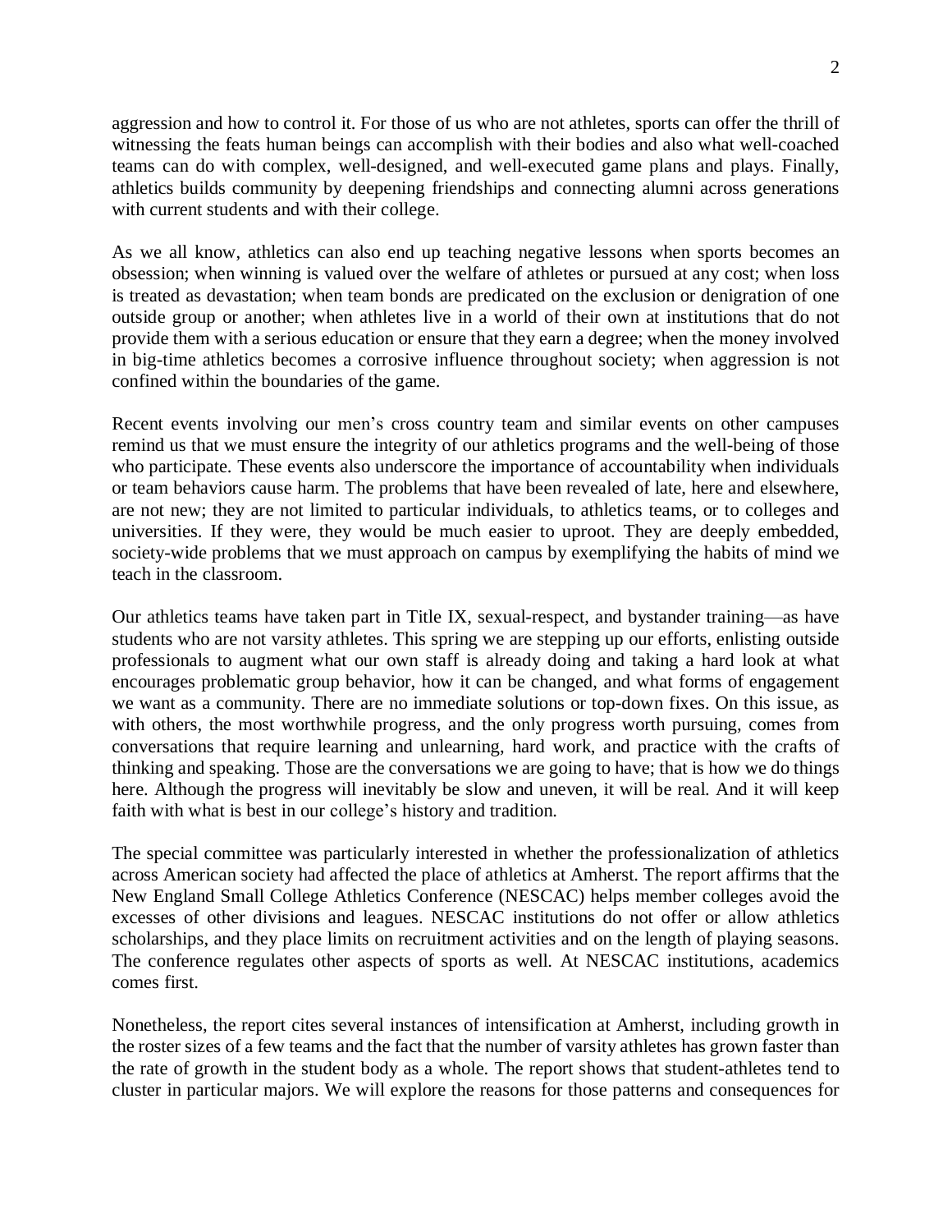aggression and how to control it. For those of us who are not athletes, sports can offer the thrill of witnessing the feats human beings can accomplish with their bodies and also what well-coached teams can do with complex, well-designed, and well-executed game plans and plays. Finally, athletics builds community by deepening friendships and connecting alumni across generations with current students and with their college.

As we all know, athletics can also end up teaching negative lessons when sports becomes an obsession; when winning is valued over the welfare of athletes or pursued at any cost; when loss is treated as devastation; when team bonds are predicated on the exclusion or denigration of one outside group or another; when athletes live in a world of their own at institutions that do not provide them with a serious education or ensure that they earn a degree; when the money involved in big-time athletics becomes a corrosive influence throughout society; when aggression is not confined within the boundaries of the game.

Recent events involving our men's cross country team and similar events on other campuses remind us that we must ensure the integrity of our athletics programs and the well-being of those who participate. These events also underscore the importance of accountability when individuals or team behaviors cause harm. The problems that have been revealed of late, here and elsewhere, are not new; they are not limited to particular individuals, to athletics teams, or to colleges and universities. If they were, they would be much easier to uproot. They are deeply embedded, society-wide problems that we must approach on campus by exemplifying the habits of mind we teach in the classroom.

Our athletics teams have taken part in Title IX, sexual-respect, and bystander training—as have students who are not varsity athletes. This spring we are stepping up our efforts, enlisting outside professionals to augment what our own staff is already doing and taking a hard look at what encourages problematic group behavior, how it can be changed, and what forms of engagement we want as a community. There are no immediate solutions or top-down fixes. On this issue, as with others, the most worthwhile progress, and the only progress worth pursuing, comes from conversations that require learning and unlearning, hard work, and practice with the crafts of thinking and speaking. Those are the conversations we are going to have; that is how we do things here. Although the progress will inevitably be slow and uneven, it will be real. And it will keep faith with what is best in our college's history and tradition.

The special committee was particularly interested in whether the professionalization of athletics across American society had affected the place of athletics at Amherst. The report affirms that the New England Small College Athletics Conference (NESCAC) helps member colleges avoid the excesses of other divisions and leagues. NESCAC institutions do not offer or allow athletics scholarships, and they place limits on recruitment activities and on the length of playing seasons. The conference regulates other aspects of sports as well. At NESCAC institutions, academics comes first.

Nonetheless, the report cites several instances of intensification at Amherst, including growth in the roster sizes of a few teams and the fact that the number of varsity athletes has grown faster than the rate of growth in the student body as a whole. The report shows that student-athletes tend to cluster in particular majors. We will explore the reasons for those patterns and consequences for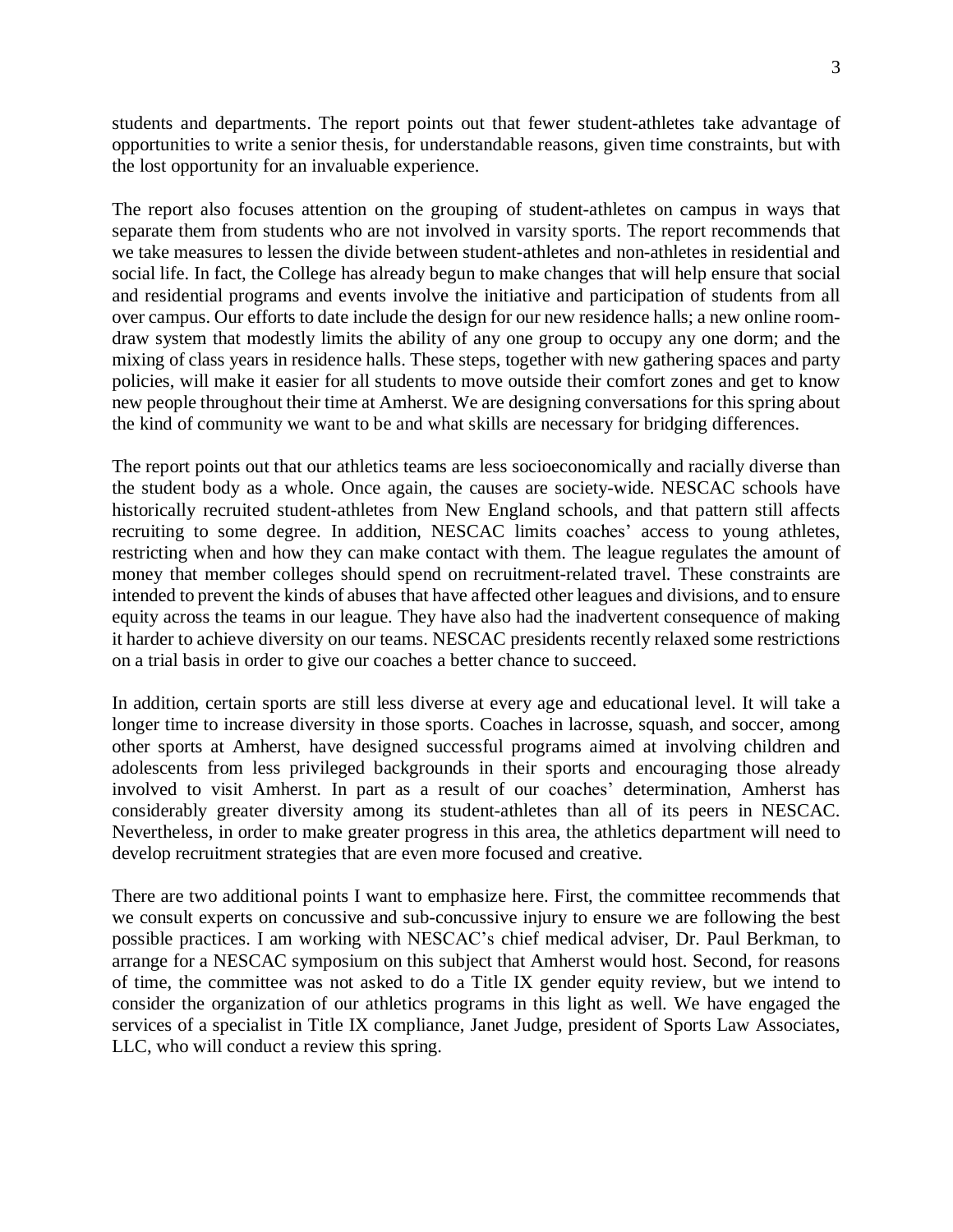students and departments. The report points out that fewer student-athletes take advantage of opportunities to write a senior thesis, for understandable reasons, given time constraints, but with the lost opportunity for an invaluable experience.

The report also focuses attention on the grouping of student-athletes on campus in ways that separate them from students who are not involved in varsity sports. The report recommends that we take measures to lessen the divide between student-athletes and non-athletes in residential and social life. In fact, the College has already begun to make changes that will help ensure that social and residential programs and events involve the initiative and participation of students from all over campus. Our efforts to date include the design for our new residence halls; a new online room-draw system that modestly limits the ability of any one group to occupy any one dorm; and the mixing of class years in residence halls. These steps, together with new gathering spaces and party policies, will make it easier for all students to move outside their comfort zones and get to know new people throughout their time at Amherst. We are designing conversations for this spring about the kind of community we want to be and what skills are necessary for bridging differences.

The report points out that our athletics teams are less socioeconomically and racially diverse than the student body as a whole. Once again, the causes are society-wide. NESCAC schools have historically recruited student-athletes from New England schools, and that pattern still affects recruiting to some degree. In addition, NESCAC limits coaches' access to young athletes, restricting when and how they can make contact with them. The league regulates the amount of money that member colleges should spend on recruitment-related travel. These constraints are intended to prevent the kinds of abuses that have affected other leagues and divisions, and to ensure equity across the teams in our league. They have also had the inadvertent consequence of making it harder to achieve diversity on our teams. NESCAC presidents recently relaxed some restrictions on a trial basis in order to give our coaches a better chance to succeed.

In addition, certain sports are still less diverse at every age and educational level. It will take a longer time to increase diversity in those sports. Coaches in lacrosse, squash, and soccer, among other sports at Amherst, have designed successful programs aimed at involving children and adolescents from less privileged backgrounds in their sports and encouraging those already involved to visit Amherst. In part as a result of our coaches' determination, Amherst has considerably greater diversity among its student-athletes than all of its peers in NESCAC. Nevertheless, in order to make greater progress in this area, the athletics department will need to develop recruitment strategies that are even more focused and creative.

There are two additional points I want to emphasize here. First, the committee recommends that we consult experts on concussive and sub-concussive injury to ensure we are following the best possible practices. I am working with NESCAC's chief medical adviser, Dr. Paul Berkman, to arrange for a NESCAC symposium on this subject that Amherst would host. Second, for reasons of time, the committee was not asked to do a Title IX gender equity review, but we intend to consider the organization of our athletics programs in this light as well. We have engaged the services of a specialist in Title IX compliance, Janet Judge, president of Sports Law Associates, LLC, who will conduct a review this spring.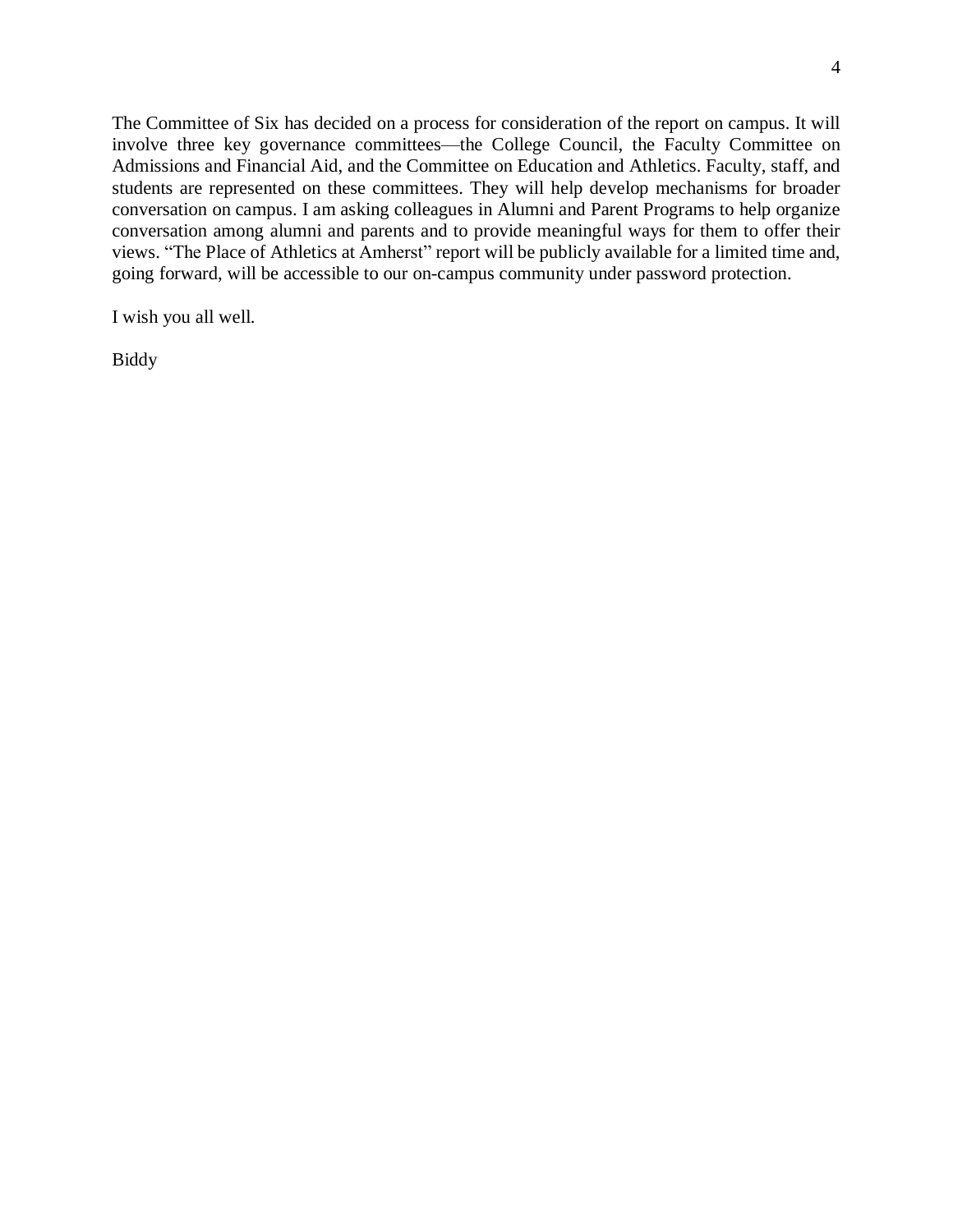The Committee of Six has decided on a process for consideration of the report on campus. It will involve three key governance committees—the College Council, the Faculty Committee on Admissions and Financial Aid, and the Committee on Education and Athletics. Faculty, staff, and students are represented on these committees. They will help develop mechanisms for broader conversation on campus. I am asking colleagues in Alumni and Parent Programs to help organize conversation among alumni and parents and to provide meaningful ways for them to offer their views. "The Place of Athletics at Amherst" report will be publicly available for a limited time and, going forward, will be accessible to our on-campus community under password protection.

I wish you all well.

Biddy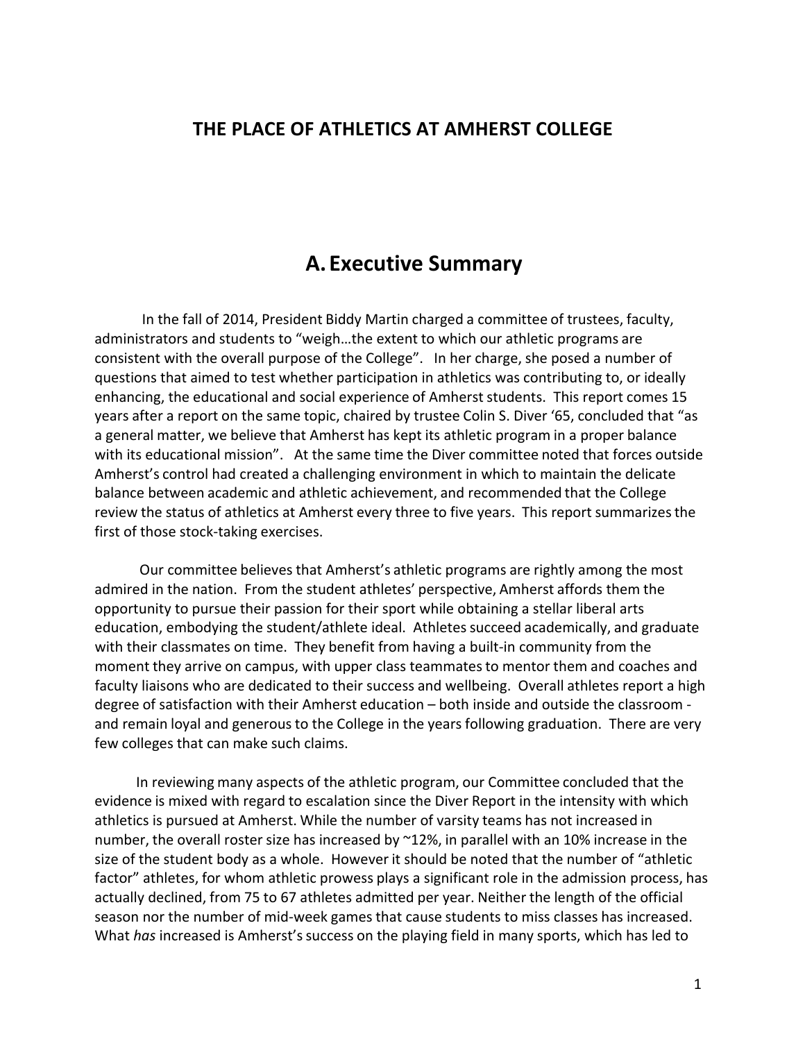# THE PLACE OF ATHLETICS AT AMHERST COLLEGE

## A. Executive Summary

In the fall of 2014, President Biddy Martin charged a committee of trustees, faculty, administrators and students to "weigh…the extent to which our athletic programs are consistent with the overall purpose of the College". In her charge, she posed a number of questions that aimed to test whether participation in athletics was contributing to, or ideally enhancing, the educational and social experience of Amherst students. This report comes 15 years after a report on the same topic, chaired by trustee Colin S. Diver '65, concluded that "as a general matter, we believe that Amherst has kept its athletic program in a proper balance with its educational mission". At the same time the Diver committee noted that forces outside Amherst's control had created a challenging environment in which to maintain the delicate balance between academic and athletic achievement, and recommended that the College review the status of athletics at Amherst every three to five years. This report summarizes the first of those stock-taking exercises.

Our committee believes that Amherst's athletic programs are rightly among the most admired in the nation. From the student athletes' perspective, Amherst affords them the opportunity to pursue their passion for their sport while obtaining a stellar liberal arts education, embodying the student/athlete ideal. Athletes succeed academically, and graduate with their classmates on time. They benefit from having a built-in community from the moment they arrive on campus, with upper class teammates to mentor them and coaches and faculty liaisons who are dedicated to their success and wellbeing. Overall athletes report a high degree of satisfaction with their Amherst education – both inside and outside the classroom - and remain loyal and generous to the College in the years following graduation. There are very few colleges that can make such claims.

In reviewing many aspects of the athletic program, our Committee concluded that the evidence is mixed with regard to escalation since the Diver Report in the intensity with which athletics is pursued at Amherst. While the number of varsity teams has not increased in number, the overall roster size has increased by ~12%, in parallel with an 10% increase in the size of the student body as a whole. However it should be noted that the number of "athletic factor" athletes, for whom athletic prowess plays a significant role in the admission process, has actually declined, from 75 to 67 athletes admitted per year. Neither the length of the official season nor the number of mid-week games that cause students to miss classes has increased. What *has* increased is Amherst's success on the playing field in many sports, which has led to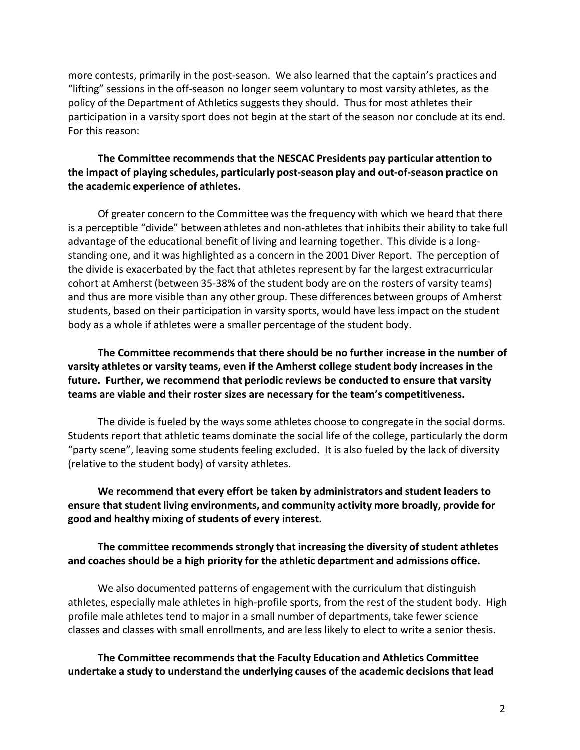more contests, primarily in the post-season. We also learned that the captain's practices and "lifting" sessions in the off-season no longer seem voluntary to most varsity athletes, as the policy of the Department of Athletics suggests they should. Thus for most athletes their participation in a varsity sport does not begin at the start of the season nor conclude at its end. For this reason:

**The Committee recommends that the NESCAC Presidents pay particular attention to the impact of playing schedules, particularly post-season play and out-of-season practice on the academic experience of athletes.**

Of greater concern to the Committee was the frequency with which we heard that there is a perceptible "divide" between athletes and non-athletes that inhibits their ability to take full advantage of the educational benefit of living and learning together. This divide is a long-standing one, and it was highlighted as a concern in the 2001 Diver Report. The perception of the divide is exacerbated by the fact that athletes represent by far the largest extracurricular cohort at Amherst (between 35-38% of the student body are on the rosters of varsity teams) and thus are more visible than any other group. These differences between groups of Amherst students, based on their participation in varsity sports, would have less impact on the student body as a whole if athletes were a smaller percentage of the student body.

**The Committee recommends that there should be no further increase in the number of varsity athletes or varsity teams, even if the Amherst college student body increases in the future. Further, we recommend that periodic reviews be conducted to ensure that varsity teams are viable and their roster sizes are necessary for the team's competitiveness.**

The divide is fueled by the ways some athletes choose to congregate in the social dorms. Students report that athletic teams dominate the social life of the college, particularly the dorm "party scene", leaving some students feeling excluded. It is also fueled by the lack of diversity (relative to the student body) of varsity athletes.

**We recommend that every effort be taken by administrators and student leaders to ensure that student living environments, and community activity more broadly, provide for good and healthy mixing of students of every interest.**

**The committee recommends strongly that increasing the diversity of student athletes and coaches should be a high priority for the athletic department and admissions office.**

We also documented patterns of engagement with the curriculum that distinguish athletes, especially male athletes in high-profile sports, from the rest of the student body. High profile male athletes tend to major in a small number of departments, take fewer science classes and classes with small enrollments, and are less likely to elect to write a senior thesis.

**The Committee recommends that the Faculty Education and Athletics Committee undertake a study to understand the underlying causes of the academic decisions that lead**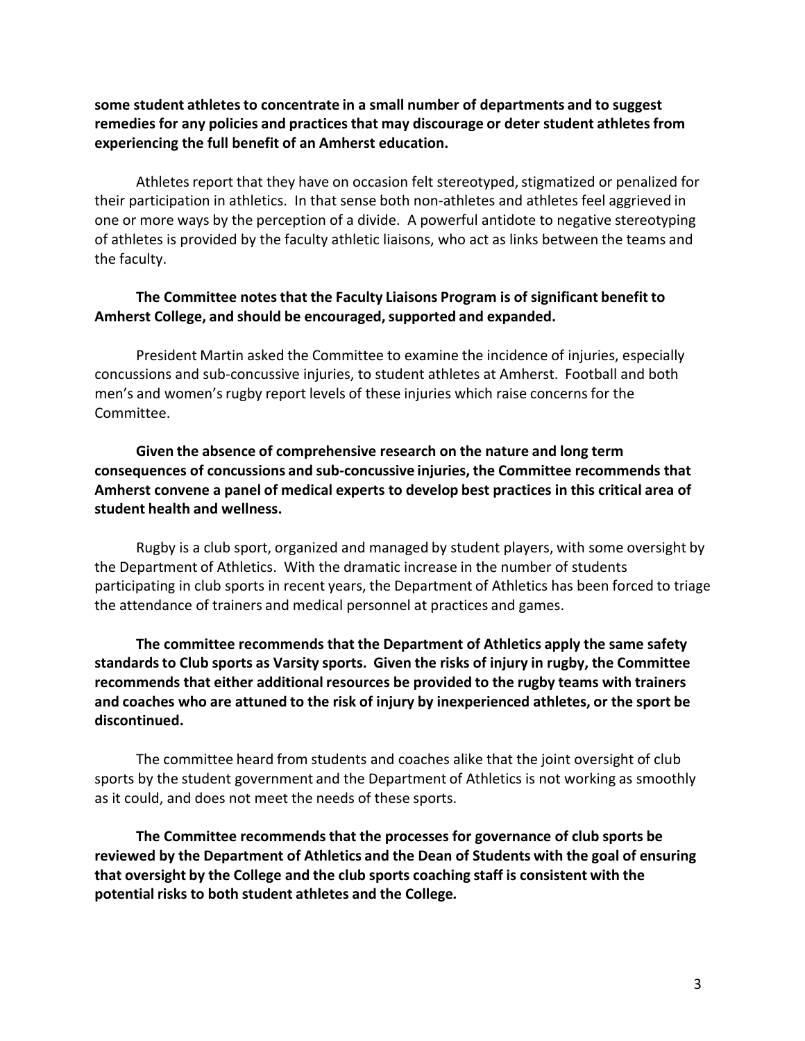**some student athletes to concentrate in a small number of departments and to suggest remedies for any policies and practices that may discourage or deter student athletes from experiencing the full benefit of an Amherst education.**

Athletes report that they have on occasion felt stereotyped, stigmatized or penalized for their participation in athletics. In that sense both non-athletes and athletes feel aggrieved in one or more ways by the perception of a divide. A powerful antidote to negative stereotyping of athletes is provided by the faculty athletic liaisons, who act as links between the teams and the faculty.

**The Committee notes that the Faculty Liaisons Program is of significant benefit to Amherst College, and should be encouraged, supported and expanded.**

President Martin asked the Committee to examine the incidence of injuries, especially concussions and sub-concussive injuries, to student athletes at Amherst. Football and both men's and women's rugby report levels of these injuries which raise concerns for the Committee.

**Given the absence of comprehensive research on the nature and long term consequences of concussions and sub-concussive injuries, the Committee recommends that Amherst convene a panel of medical experts to develop best practices in this critical area of student health and wellness.**

Rugby is a club sport, organized and managed by student players, with some oversight by the Department of Athletics. With the dramatic increase in the number of students participating in club sports in recent years, the Department of Athletics has been forced to triage the attendance of trainers and medical personnel at practices and games.

**The committee recommends that the Department of Athletics apply the same safety standards to Club sports as Varsity sports. Given the risks of injury in rugby, the Committee recommends that either additional resources be provided to the rugby teams with trainers and coaches who are attuned to the risk of injury by inexperienced athletes, or the sport be discontinued.**

The committee heard from students and coaches alike that the joint oversight of club sports by the student government and the Department of Athletics is not working as smoothly as it could, and does not meet the needs of these sports.

**The Committee recommends that the processes for governance of club sports be reviewed by the Department of Athletics and the Dean of Students with the goal of ensuring that oversight by the College and the club sports coaching staff is consistent with the potential risks to both student athletes and the College.**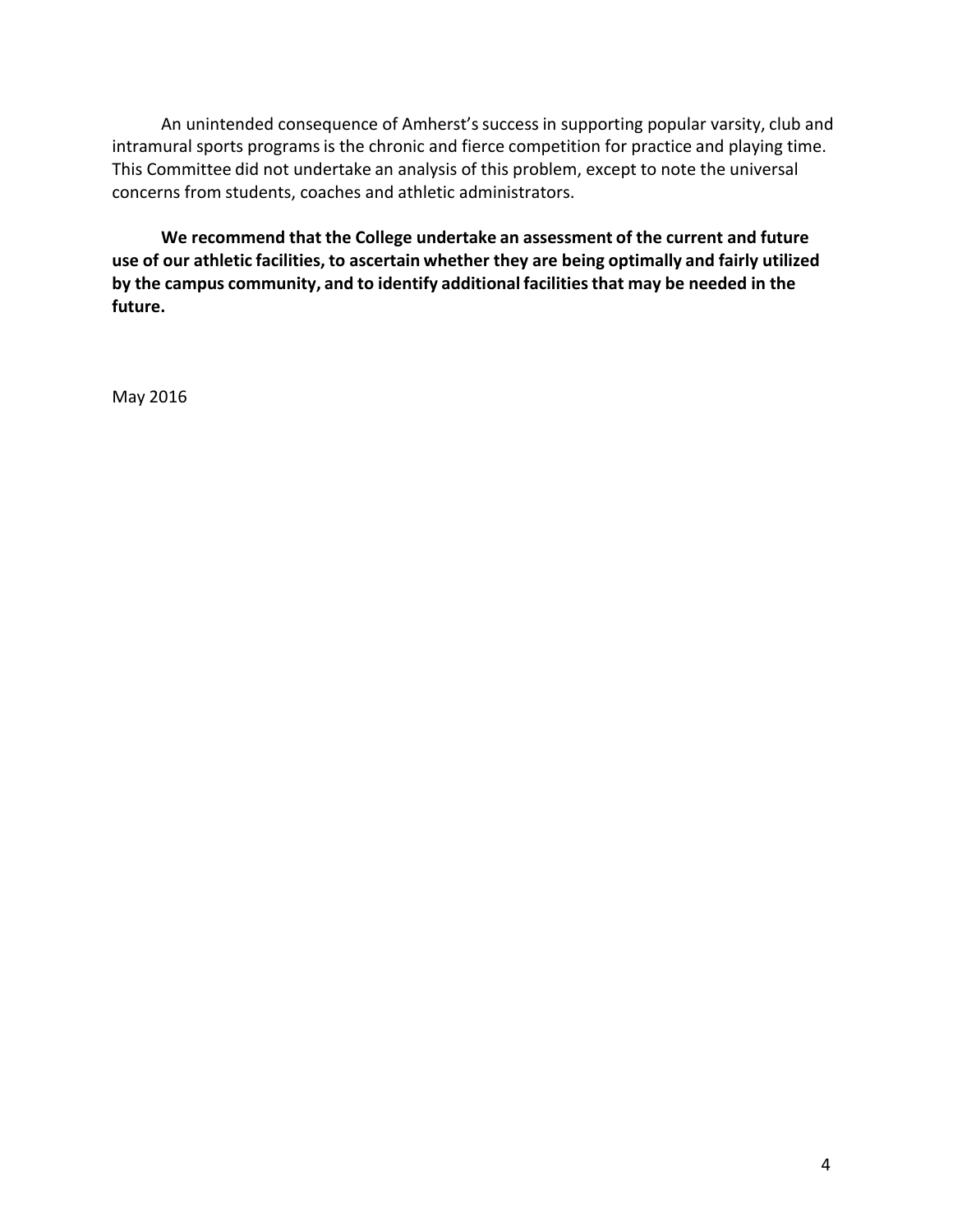An unintended consequence of Amherst's success in supporting popular varsity, club and intramural sports programs is the chronic and fierce competition for practice and playing time. This Committee did not undertake an analysis of this problem, except to note the universal concerns from students, coaches and athletic administrators.

**We recommend that the College undertake an assessment of the current and future use of our athletic facilities, to ascertain whether they are being optimally and fairly utilized by the campus community, and to identify additional facilities that may be needed in the future.**

May 2016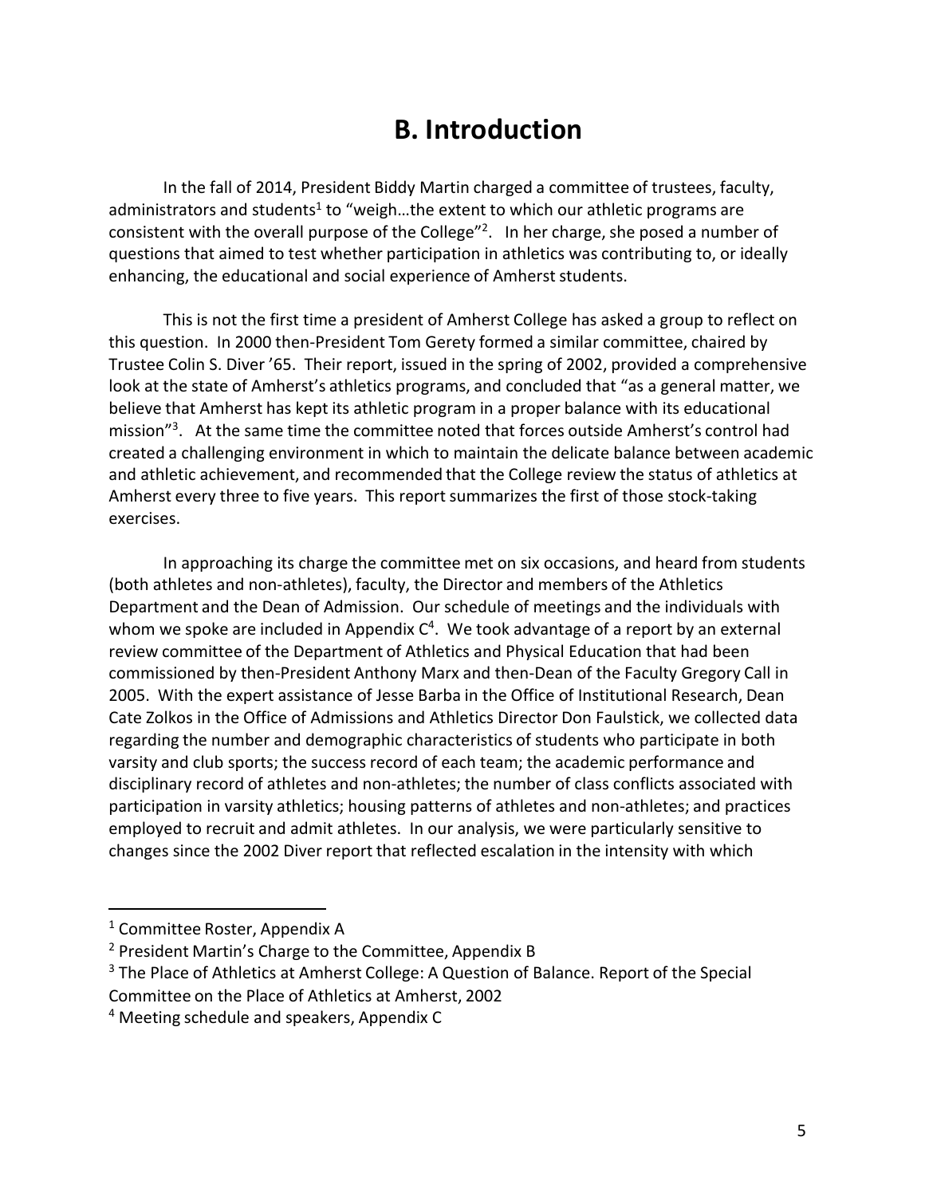# B. Introduction

In the fall of 2014, President Biddy Martin charged a committee of trustees, faculty, administrators and students[1] to "weigh…the extent to which our athletic programs are consistent with the overall purpose of the College"[2]. In her charge, she posed a number of questions that aimed to test whether participation in athletics was contributing to, or ideally enhancing, the educational and social experience of Amherst students.

This is not the first time a president of Amherst College has asked a group to reflect on this question. In 2000 then-President Tom Gerety formed a similar committee, chaired by Trustee Colin S. Diver '65. Their report, issued in the spring of 2002, provided a comprehensive look at the state of Amherst's athletics programs, and concluded that "as a general matter, we believe that Amherst has kept its athletic program in a proper balance with its educational mission"[3]. At the same time the committee noted that forces outside Amherst's control had created a challenging environment in which to maintain the delicate balance between academic and athletic achievement, and recommended that the College review the status of athletics at Amherst every three to five years. This report summarizes the first of those stock-taking exercises.

In approaching its charge the committee met on six occasions, and heard from students (both athletes and non-athletes), faculty, the Director and members of the Athletics Department and the Dean of Admission. Our schedule of meetings and the individuals with whom we spoke are included in Appendix C[4]. We took advantage of a report by an external review committee of the Department of Athletics and Physical Education that had been commissioned by then-President Anthony Marx and then-Dean of the Faculty Gregory Call in 2005. With the expert assistance of Jesse Barba in the Office of Institutional Research, Dean Cate Zolkos in the Office of Admissions and Athletics Director Don Faulstick, we collected data regarding the number and demographic characteristics of students who participate in both varsity and club sports; the success record of each team; the academic performance and disciplinary record of athletes and non-athletes; the number of class conflicts associated with participation in varsity athletics; housing patterns of athletes and non-athletes; and practices employed to recruit and admit athletes. In our analysis, we were particularly sensitive to changes since the 2002 Diver report that reflected escalation in the intensity with which

---

[1] Committee Roster, Appendix A

[2] President Martin's Charge to the Committee, Appendix B

[3] The Place of Athletics at Amherst College: A Question of Balance. Report of the Special Committee on the Place of Athletics at Amherst, 2002

[4] Meeting schedule and speakers, Appendix C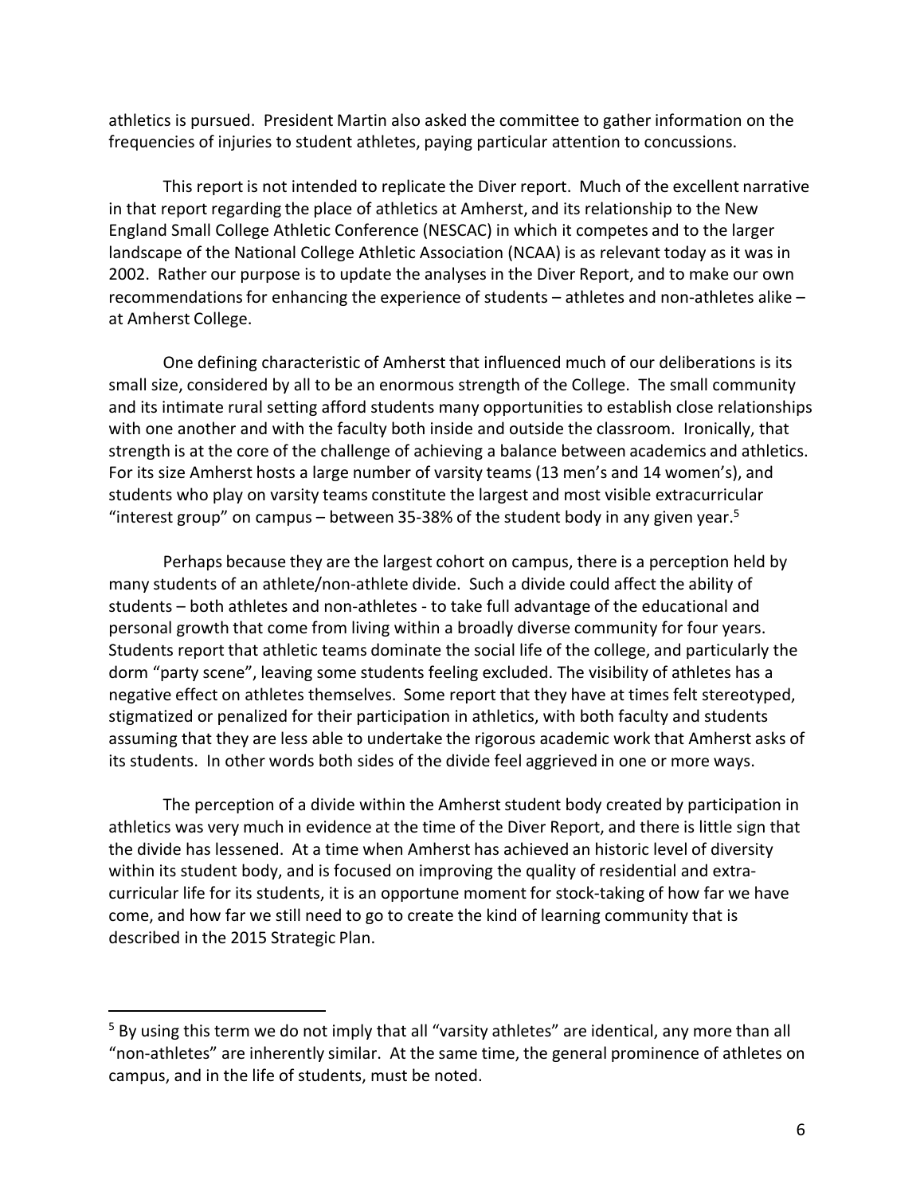athletics is pursued. President Martin also asked the committee to gather information on the frequencies of injuries to student athletes, paying particular attention to concussions.

This report is not intended to replicate the Diver report. Much of the excellent narrative in that report regarding the place of athletics at Amherst, and its relationship to the New England Small College Athletic Conference (NESCAC) in which it competes and to the larger landscape of the National College Athletic Association (NCAA) is as relevant today as it was in 2002. Rather our purpose is to update the analyses in the Diver Report, and to make our own recommendations for enhancing the experience of students – athletes and non-athletes alike – at Amherst College.

One defining characteristic of Amherst that influenced much of our deliberations is its small size, considered by all to be an enormous strength of the College. The small community and its intimate rural setting afford students many opportunities to establish close relationships with one another and with the faculty both inside and outside the classroom. Ironically, that strength is at the core of the challenge of achieving a balance between academics and athletics. For its size Amherst hosts a large number of varsity teams (13 men's and 14 women's), and students who play on varsity teams constitute the largest and most visible extracurricular "interest group" on campus – between 35-38% of the student body in any given year.[5]

Perhaps because they are the largest cohort on campus, there is a perception held by many students of an athlete/non-athlete divide. Such a divide could affect the ability of students – both athletes and non-athletes - to take full advantage of the educational and personal growth that come from living within a broadly diverse community for four years. Students report that athletic teams dominate the social life of the college, and particularly the dorm "party scene", leaving some students feeling excluded. The visibility of athletes has a negative effect on athletes themselves. Some report that they have at times felt stereotyped, stigmatized or penalized for their participation in athletics, with both faculty and students assuming that they are less able to undertake the rigorous academic work that Amherst asks of its students. In other words both sides of the divide feel aggrieved in one or more ways.

The perception of a divide within the Amherst student body created by participation in athletics was very much in evidence at the time of the Diver Report, and there is little sign that the divide has lessened. At a time when Amherst has achieved an historic level of diversity within its student body, and is focused on improving the quality of residential and extra-curricular life for its students, it is an opportune moment for stock-taking of how far we have come, and how far we still need to go to create the kind of learning community that is described in the 2015 Strategic Plan.

---

[5] By using this term we do not imply that all "varsity athletes" are identical, any more than all "non-athletes" are inherently similar. At the same time, the general prominence of athletes on campus, and in the life of students, must be noted.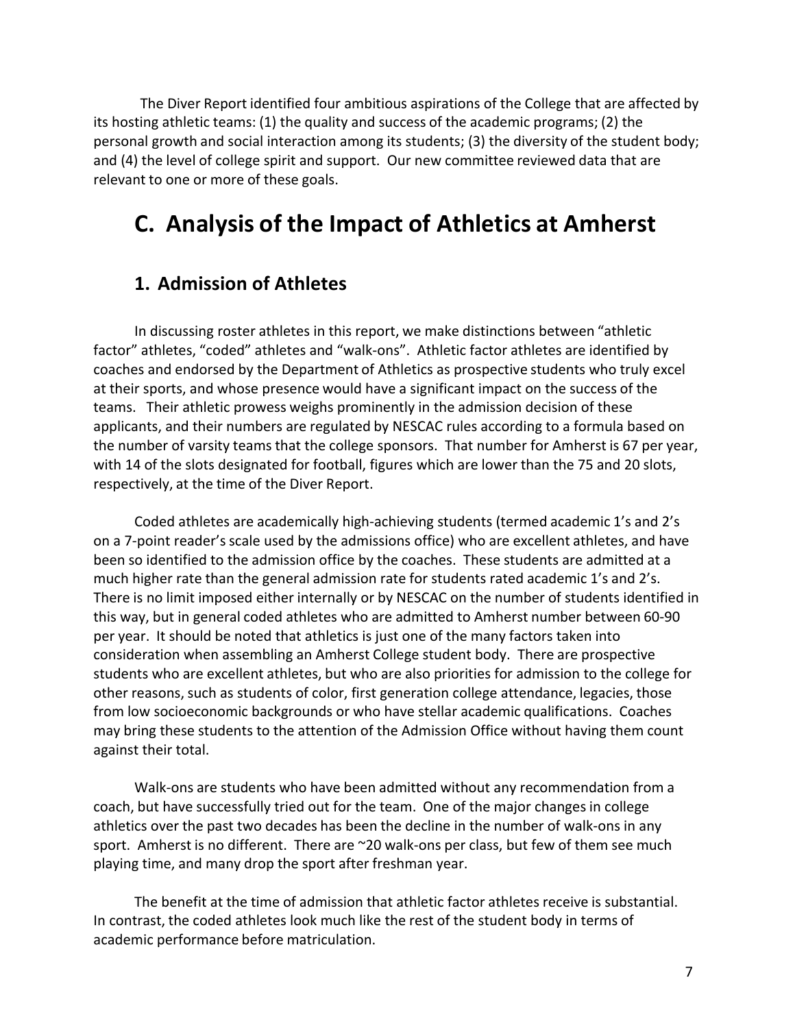The Diver Report identified four ambitious aspirations of the College that are affected by its hosting athletic teams: (1) the quality and success of the academic programs; (2) the personal growth and social interaction among its students; (3) the diversity of the student body; and (4) the level of college spirit and support. Our new committee reviewed data that are relevant to one or more of these goals.

# C. Analysis of the Impact of Athletics at Amherst

## 1. Admission of Athletes

In discussing roster athletes in this report, we make distinctions between "athletic factor" athletes, "coded" athletes and "walk-ons". Athletic factor athletes are identified by coaches and endorsed by the Department of Athletics as prospective students who truly excel at their sports, and whose presence would have a significant impact on the success of the teams. Their athletic prowess weighs prominently in the admission decision of these applicants, and their numbers are regulated by NESCAC rules according to a formula based on the number of varsity teams that the college sponsors. That number for Amherst is 67 per year, with 14 of the slots designated for football, figures which are lower than the 75 and 20 slots, respectively, at the time of the Diver Report.

Coded athletes are academically high-achieving students (termed academic 1's and 2's on a 7-point reader's scale used by the admissions office) who are excellent athletes, and have been so identified to the admission office by the coaches. These students are admitted at a much higher rate than the general admission rate for students rated academic 1's and 2's. There is no limit imposed either internally or by NESCAC on the number of students identified in this way, but in general coded athletes who are admitted to Amherst number between 60-90 per year. It should be noted that athletics is just one of the many factors taken into consideration when assembling an Amherst College student body. There are prospective students who are excellent athletes, but who are also priorities for admission to the college for other reasons, such as students of color, first generation college attendance, legacies, those from low socioeconomic backgrounds or who have stellar academic qualifications. Coaches may bring these students to the attention of the Admission Office without having them count against their total.

Walk-ons are students who have been admitted without any recommendation from a coach, but have successfully tried out for the team. One of the major changes in college athletics over the past two decades has been the decline in the number of walk-ons in any sport. Amherst is no different. There are ~20 walk-ons per class, but few of them see much playing time, and many drop the sport after freshman year.

The benefit at the time of admission that athletic factor athletes receive is substantial. In contrast, the coded athletes look much like the rest of the student body in terms of academic performance before matriculation.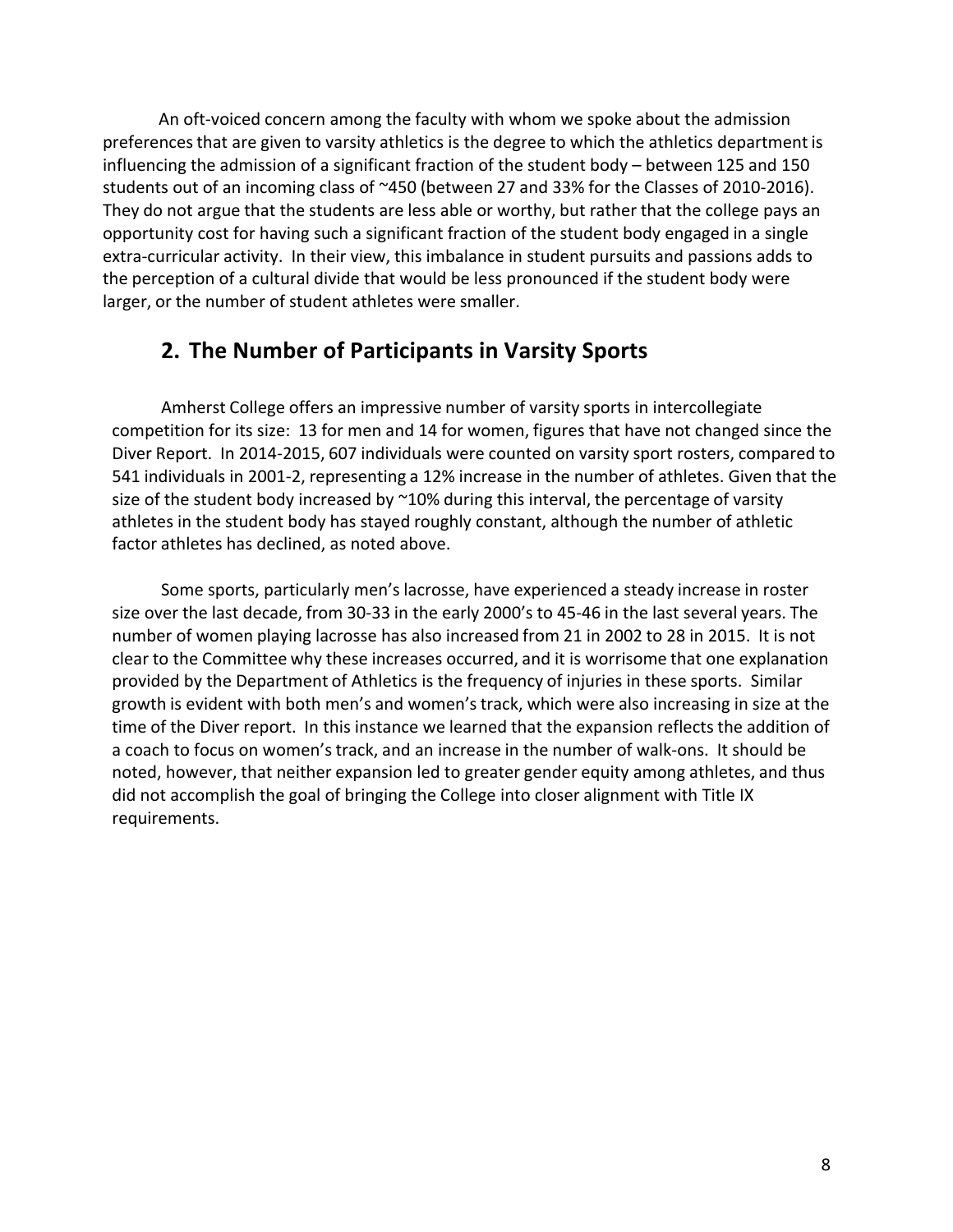An oft-voiced concern among the faculty with whom we spoke about the admission preferences that are given to varsity athletics is the degree to which the athletics department is influencing the admission of a significant fraction of the student body – between 125 and 150 students out of an incoming class of ~450 (between 27 and 33% for the Classes of 2010-2016). They do not argue that the students are less able or worthy, but rather that the college pays an opportunity cost for having such a significant fraction of the student body engaged in a single extra-curricular activity. In their view, this imbalance in student pursuits and passions adds to the perception of a cultural divide that would be less pronounced if the student body were larger, or the number of student athletes were smaller.

## 2. The Number of Participants in Varsity Sports

Amherst College offers an impressive number of varsity sports in intercollegiate competition for its size: 13 for men and 14 for women, figures that have not changed since the Diver Report. In 2014-2015, 607 individuals were counted on varsity sport rosters, compared to 541 individuals in 2001-2, representing a 12% increase in the number of athletes. Given that the size of the student body increased by ~10% during this interval, the percentage of varsity athletes in the student body has stayed roughly constant, although the number of athletic factor athletes has declined, as noted above.

Some sports, particularly men's lacrosse, have experienced a steady increase in roster size over the last decade, from 30-33 in the early 2000's to 45-46 in the last several years. The number of women playing lacrosse has also increased from 21 in 2002 to 28 in 2015. It is not clear to the Committee why these increases occurred, and it is worrisome that one explanation provided by the Department of Athletics is the frequency of injuries in these sports. Similar growth is evident with both men's and women's track, which were also increasing in size at the time of the Diver report. In this instance we learned that the expansion reflects the addition of a coach to focus on women's track, and an increase in the number of walk-ons. It should be noted, however, that neither expansion led to greater gender equity among athletes, and thus did not accomplish the goal of bringing the College into closer alignment with Title IX requirements.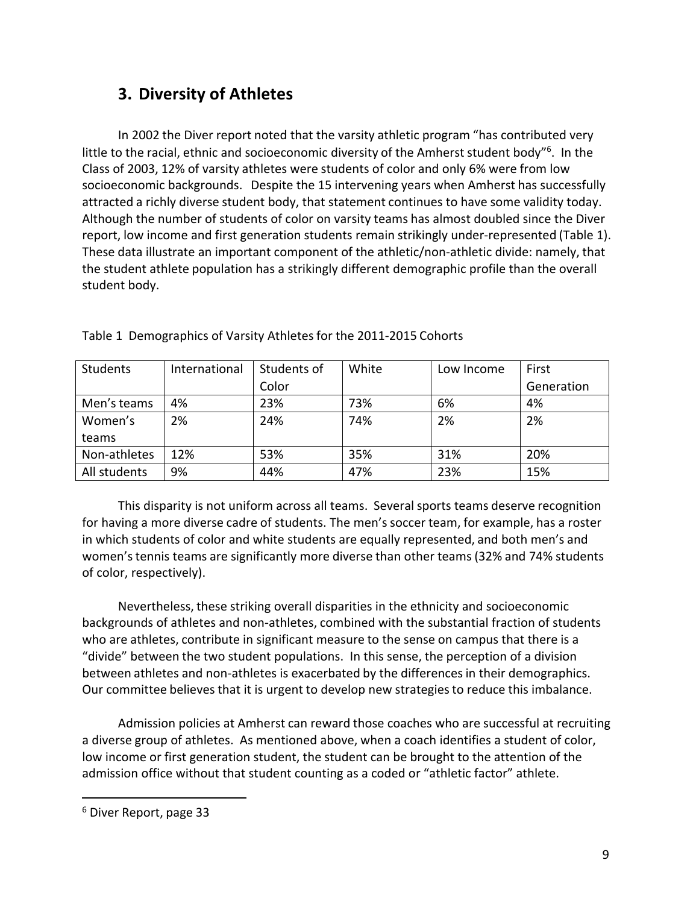## 3. Diversity of Athletes

In 2002 the Diver report noted that the varsity athletic program "has contributed very little to the racial, ethnic and socioeconomic diversity of the Amherst student body"[6]. In the Class of 2003, 12% of varsity athletes were students of color and only 6% were from low socioeconomic backgrounds. Despite the 15 intervening years when Amherst has successfully attracted a richly diverse student body, that statement continues to have some validity today. Although the number of students of color on varsity teams has almost doubled since the Diver report, low income and first generation students remain strikingly under-represented (Table 1). These data illustrate an important component of the athletic/non-athletic divide: namely, that the student athlete population has a strikingly different demographic profile than the overall student body.

Table 1 Demographics of Varsity Athletes for the 2011-2015 Cohorts

| Students | International | Students of Color | White | Low Income | First Generation |
|---|---|---|---|---|---|
| Men's teams | 4% | 23% | 73% | 6% | 4% |
| Women's teams | 2% | 24% | 74% | 2% | 2% |
| Non-athletes | 12% | 53% | 35% | 31% | 20% |
| All students | 9% | 44% | 47% | 23% | 15% |

This disparity is not uniform across all teams. Several sports teams deserve recognition for having a more diverse cadre of students. The men's soccer team, for example, has a roster in which students of color and white students are equally represented, and both men's and women's tennis teams are significantly more diverse than other teams (32% and 74% students of color, respectively).

Nevertheless, these striking overall disparities in the ethnicity and socioeconomic backgrounds of athletes and non-athletes, combined with the substantial fraction of students who are athletes, contribute in significant measure to the sense on campus that there is a "divide" between the two student populations. In this sense, the perception of a division between athletes and non-athletes is exacerbated by the differences in their demographics. Our committee believes that it is urgent to develop new strategies to reduce this imbalance.

Admission policies at Amherst can reward those coaches who are successful at recruiting a diverse group of athletes. As mentioned above, when a coach identifies a student of color, low income or first generation student, the student can be brought to the attention of the admission office without that student counting as a coded or "athletic factor" athlete.

[6] Diver Report, page 33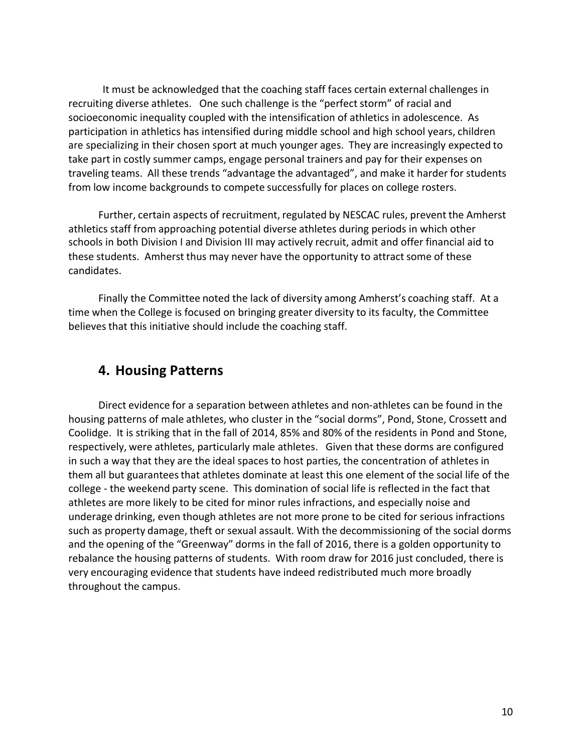It must be acknowledged that the coaching staff faces certain external challenges in recruiting diverse athletes. One such challenge is the "perfect storm" of racial and socioeconomic inequality coupled with the intensification of athletics in adolescence. As participation in athletics has intensified during middle school and high school years, children are specializing in their chosen sport at much younger ages. They are increasingly expected to take part in costly summer camps, engage personal trainers and pay for their expenses on traveling teams. All these trends "advantage the advantaged", and make it harder for students from low income backgrounds to compete successfully for places on college rosters.

Further, certain aspects of recruitment, regulated by NESCAC rules, prevent the Amherst athletics staff from approaching potential diverse athletes during periods in which other schools in both Division I and Division III may actively recruit, admit and offer financial aid to these students. Amherst thus may never have the opportunity to attract some of these candidates.

Finally the Committee noted the lack of diversity among Amherst's coaching staff. At a time when the College is focused on bringing greater diversity to its faculty, the Committee believes that this initiative should include the coaching staff.

## 4. Housing Patterns

Direct evidence for a separation between athletes and non-athletes can be found in the housing patterns of male athletes, who cluster in the "social dorms", Pond, Stone, Crossett and Coolidge. It is striking that in the fall of 2014, 85% and 80% of the residents in Pond and Stone, respectively, were athletes, particularly male athletes. Given that these dorms are configured in such a way that they are the ideal spaces to host parties, the concentration of athletes in them all but guarantees that athletes dominate at least this one element of the social life of the college - the weekend party scene. This domination of social life is reflected in the fact that athletes are more likely to be cited for minor rules infractions, and especially noise and underage drinking, even though athletes are not more prone to be cited for serious infractions such as property damage, theft or sexual assault. With the decommissioning of the social dorms and the opening of the "Greenway" dorms in the fall of 2016, there is a golden opportunity to rebalance the housing patterns of students. With room draw for 2016 just concluded, there is very encouraging evidence that students have indeed redistributed much more broadly throughout the campus.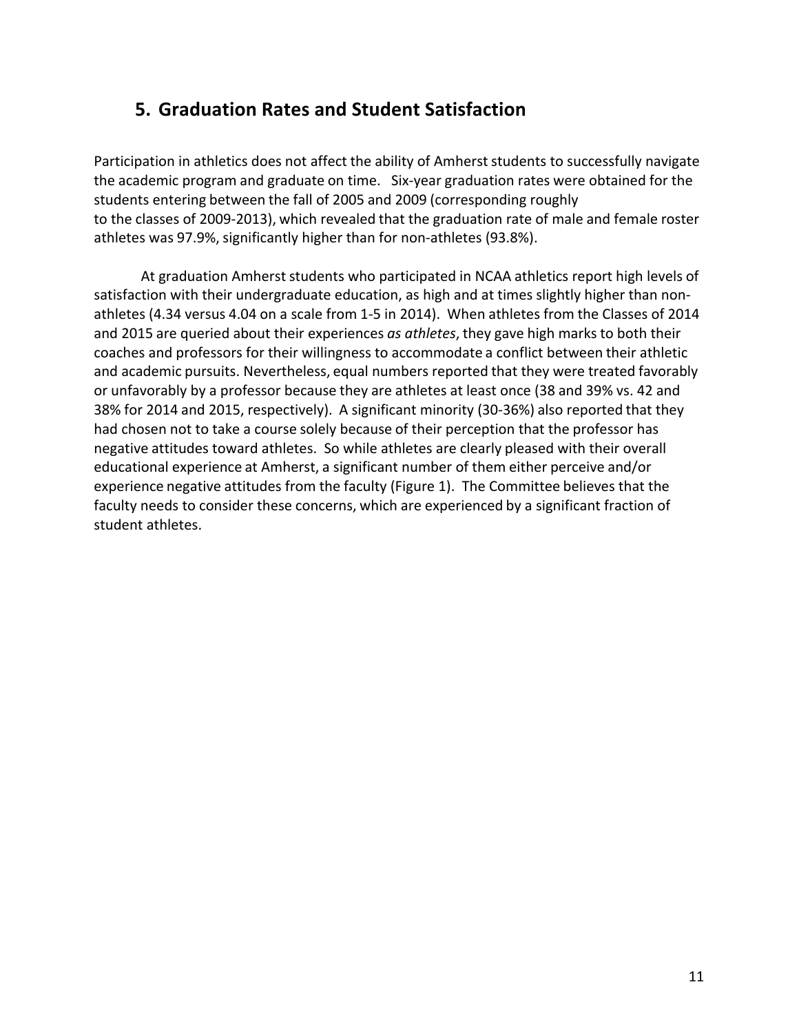## 5. Graduation Rates and Student Satisfaction

Participation in athletics does not affect the ability of Amherst students to successfully navigate the academic program and graduate on time. Six-year graduation rates were obtained for the students entering between the fall of 2005 and 2009 (corresponding roughly to the classes of 2009-2013), which revealed that the graduation rate of male and female roster athletes was 97.9%, significantly higher than for non-athletes (93.8%).

At graduation Amherst students who participated in NCAA athletics report high levels of satisfaction with their undergraduate education, as high and at times slightly higher than non-athletes (4.34 versus 4.04 on a scale from 1-5 in 2014). When athletes from the Classes of 2014 and 2015 are queried about their experiences *as athletes*, they gave high marks to both their coaches and professors for their willingness to accommodate a conflict between their athletic and academic pursuits. Nevertheless, equal numbers reported that they were treated favorably or unfavorably by a professor because they are athletes at least once (38 and 39% vs. 42 and 38% for 2014 and 2015, respectively). A significant minority (30-36%) also reported that they had chosen not to take a course solely because of their perception that the professor has negative attitudes toward athletes. So while athletes are clearly pleased with their overall educational experience at Amherst, a significant number of them either perceive and/or experience negative attitudes from the faculty (Figure 1). The Committee believes that the faculty needs to consider these concerns, which are experienced by a significant fraction of student athletes.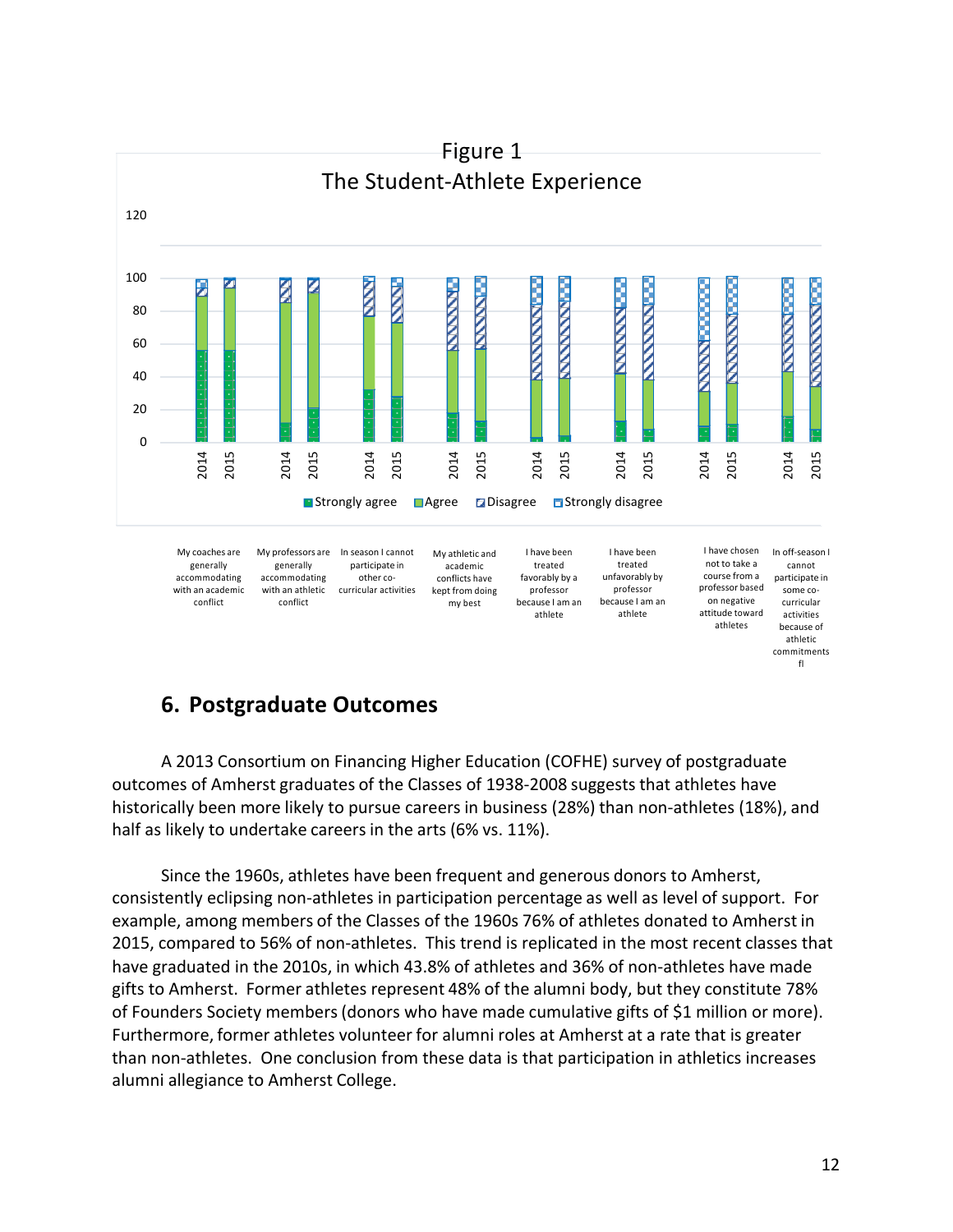Figure 1
The Student-Athlete Experience

Strongly agree | Agree | Disagree | Strongly disagree

My coaches are generally accommodating with an academic conflict

My professors are generally accommodating with an athletic conflict

In season I cannot participate in other co-curricular activities

My athletic and academic conflicts have kept from doing my best

I have been treated favorably by a professor because I am an athlete

I have been treated unfavorably by professor because I am an athlete

I have chosen not to take a course from a professor based on negative attitude toward athletes

In off-season I cannot participate in some co-curricular activities because of athletic commitments fl

## 6. Postgraduate Outcomes

A 2013 Consortium on Financing Higher Education (COFHE) survey of postgraduate outcomes of Amherst graduates of the Classes of 1938-2008 suggests that athletes have historically been more likely to pursue careers in business (28%) than non-athletes (18%), and half as likely to undertake careers in the arts (6% vs. 11%).

Since the 1960s, athletes have been frequent and generous donors to Amherst, consistently eclipsing non-athletes in participation percentage as well as level of support. For example, among members of the Classes of the 1960s 76% of athletes donated to Amherst in 2015, compared to 56% of non-athletes. This trend is replicated in the most recent classes that have graduated in the 2010s, in which 43.8% of athletes and 36% of non-athletes have made gifts to Amherst. Former athletes represent 48% of the alumni body, but they constitute 78% of Founders Society members (donors who have made cumulative gifts of $1 million or more). Furthermore, former athletes volunteer for alumni roles at Amherst at a rate that is greater than non-athletes. One conclusion from these data is that participation in athletics increases alumni allegiance to Amherst College.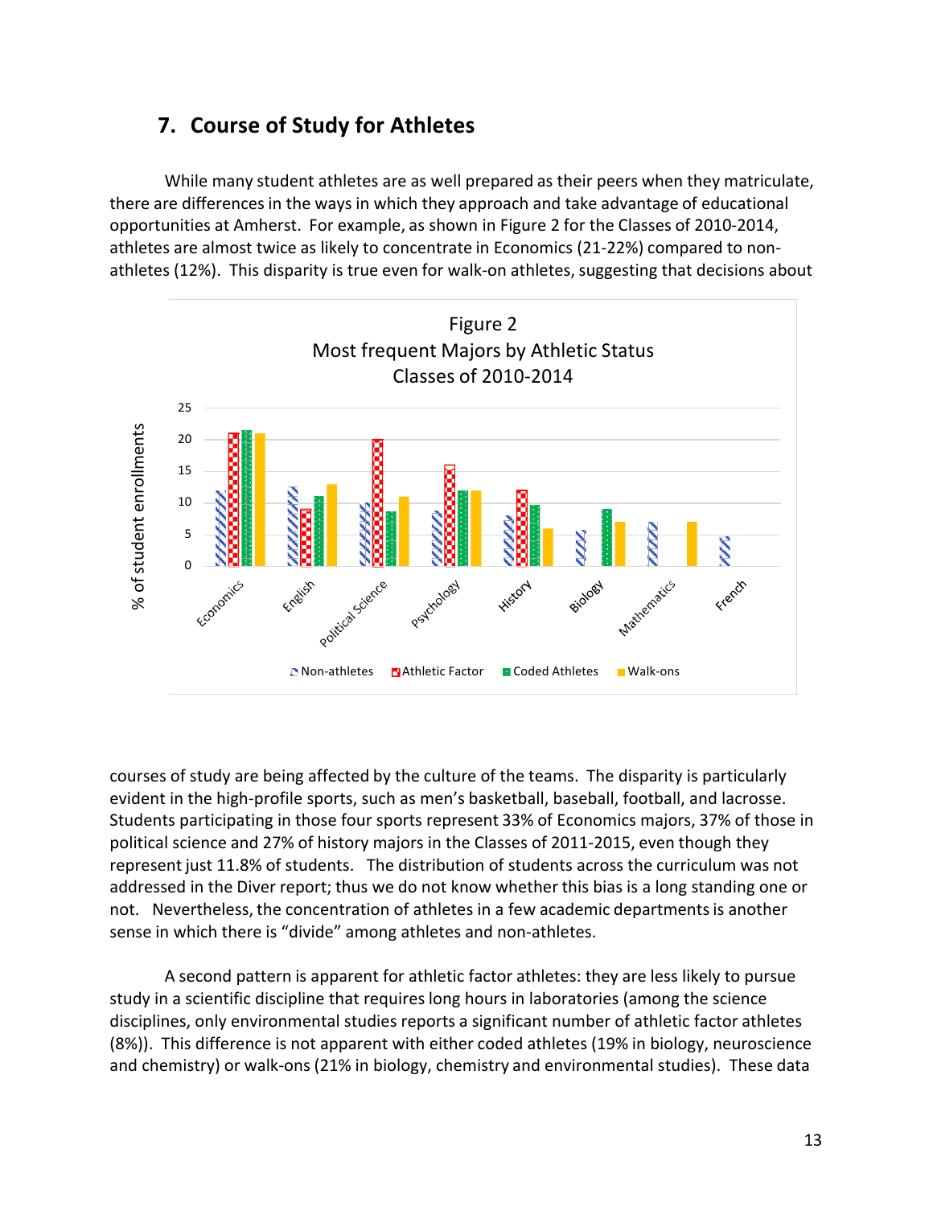## 7. Course of Study for Athletes

While many student athletes are as well prepared as their peers when they matriculate, there are differences in the ways in which they approach and take advantage of educational opportunities at Amherst. For example, as shown in Figure 2 for the Classes of 2010-2014, athletes are almost twice as likely to concentrate in Economics (21-22%) compared to non-athletes (12%). This disparity is true even for walk-on athletes, suggesting that decisions about courses of study are being affected by the culture of the teams. The disparity is particularly evident in the high-profile sports, such as men's basketball, baseball, football, and lacrosse. Students participating in those four sports represent 33% of Economics majors, 37% of those in political science and 27% of history majors in the Classes of 2011-2015, even though they represent just 11.8% of students. The distribution of students across the curriculum was not addressed in the Diver report; thus we do not know whether this bias is a long standing one or not. Nevertheless, the concentration of athletes in a few academic departments is another sense in which there is "divide" among athletes and non-athletes.

Figure 2
Most frequent Majors by Athletic Status
Classes of 2010-2014

A second pattern is apparent for athletic factor athletes: they are less likely to pursue study in a scientific discipline that requires long hours in laboratories (among the science disciplines, only environmental studies reports a significant number of athletic factor athletes (8%)). This difference is not apparent with either coded athletes (19% in biology, neuroscience and chemistry) or walk-ons (21% in biology, chemistry and environmental studies). These data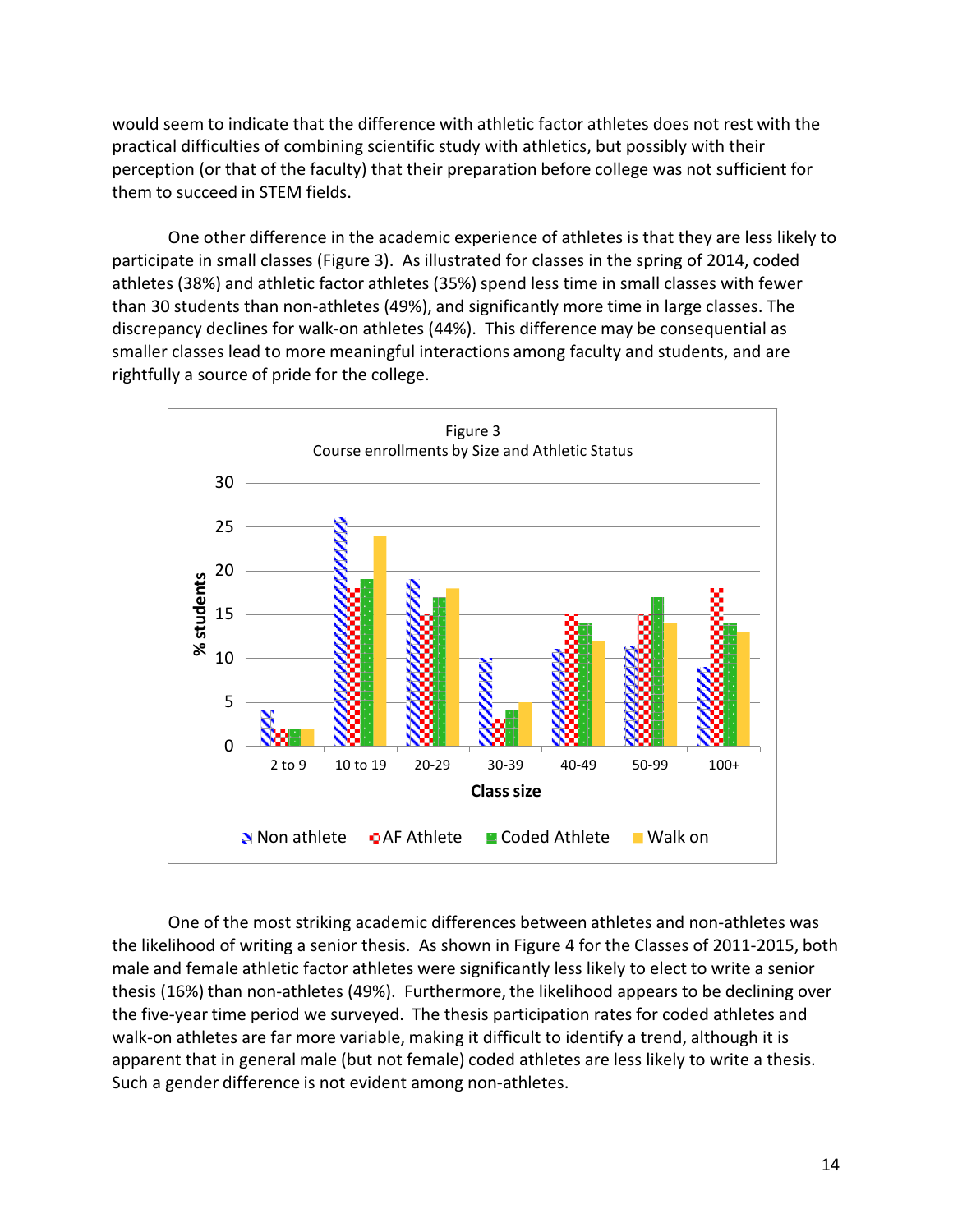would seem to indicate that the difference with athletic factor athletes does not rest with the practical difficulties of combining scientific study with athletics, but possibly with their perception (or that of the faculty) that their preparation before college was not sufficient for them to succeed in STEM fields.

One other difference in the academic experience of athletes is that they are less likely to participate in small classes (Figure 3). As illustrated for classes in the spring of 2014, coded athletes (38%) and athletic factor athletes (35%) spend less time in small classes with fewer than 30 students than non-athletes (49%), and significantly more time in large classes. The discrepancy declines for walk-on athletes (44%). This difference may be consequential as smaller classes lead to more meaningful interactions among faculty and students, and are rightfully a source of pride for the college.

Figure 3
Course enrollments by Size and Athletic Status

| Class size | Non athlete | AF Athlete | Coded Athlete | Walk on |
|---|---|---|---|---|
| 2 to 9 | 4 | 2 | 2 | 2 |
| 10 to 19 | 26 | 18 | 19 | 24 |
| 20-29 | 19 | 15 | 17 | 18 |
| 30-39 | 10 | 3 | 4 | 5 |
| 40-49 | 11 | 15 | 14 | 12 |
| 50-99 | 11 | 15 | 17 | 14 |
| 100+ | 9 | 18 | 14 | 13 |

One of the most striking academic differences between athletes and non-athletes was the likelihood of writing a senior thesis. As shown in Figure 4 for the Classes of 2011-2015, both male and female athletic factor athletes were significantly less likely to elect to write a senior thesis (16%) than non-athletes (49%). Furthermore, the likelihood appears to be declining over the five-year time period we surveyed. The thesis participation rates for coded athletes and walk-on athletes are far more variable, making it difficult to identify a trend, although it is apparent that in general male (but not female) coded athletes are less likely to write a thesis. Such a gender difference is not evident among non-athletes.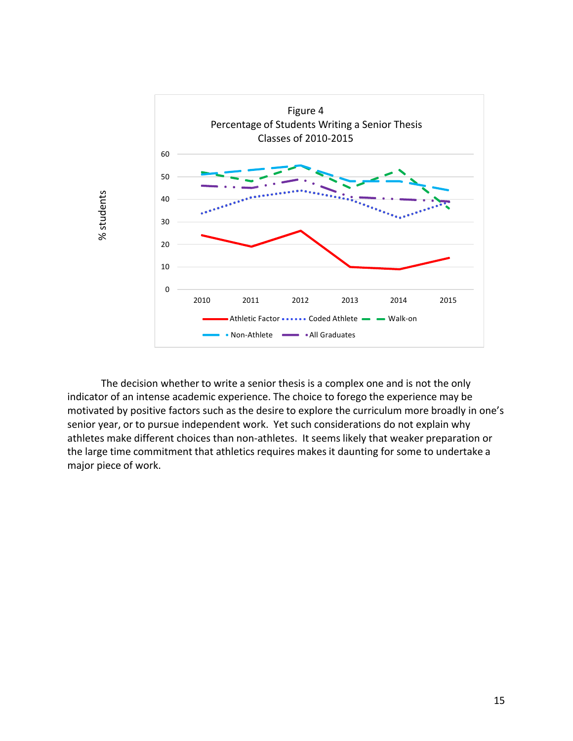Figure 4
Percentage of Students Writing a Senior Thesis
Classes of 2010-2015

The decision whether to write a senior thesis is a complex one and is not the only indicator of an intense academic experience. The choice to forego the experience may be motivated by positive factors such as the desire to explore the curriculum more broadly in one's senior year, or to pursue independent work. Yet such considerations do not explain why athletes make different choices than non-athletes. It seems likely that weaker preparation or the large time commitment that athletics requires makes it daunting for some to undertake a major piece of work.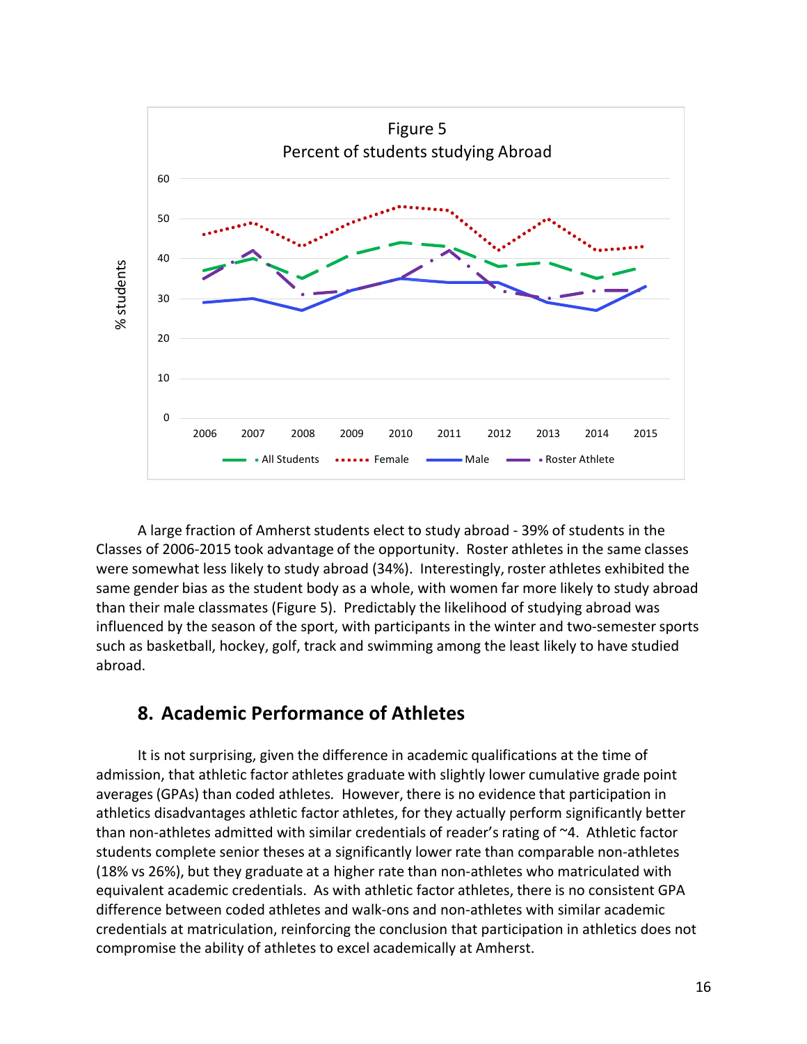Figure 5
Percent of students studying Abroad

A large fraction of Amherst students elect to study abroad - 39% of students in the Classes of 2006-2015 took advantage of the opportunity. Roster athletes in the same classes were somewhat less likely to study abroad (34%). Interestingly, roster athletes exhibited the same gender bias as the student body as a whole, with women far more likely to study abroad than their male classmates (Figure 5). Predictably the likelihood of studying abroad was influenced by the season of the sport, with participants in the winter and two-semester sports such as basketball, hockey, golf, track and swimming among the least likely to have studied abroad.

## 8. Academic Performance of Athletes

It is not surprising, given the difference in academic qualifications at the time of admission, that athletic factor athletes graduate with slightly lower cumulative grade point averages (GPAs) than coded athletes. However, there is no evidence that participation in athletics disadvantages athletic factor athletes, for they actually perform significantly better than non-athletes admitted with similar credentials of reader's rating of ~4. Athletic factor students complete senior theses at a significantly lower rate than comparable non-athletes (18% vs 26%), but they graduate at a higher rate than non-athletes who matriculated with equivalent academic credentials. As with athletic factor athletes, there is no consistent GPA difference between coded athletes and walk-ons and non-athletes with similar academic credentials at matriculation, reinforcing the conclusion that participation in athletics does not compromise the ability of athletes to excel academically at Amherst.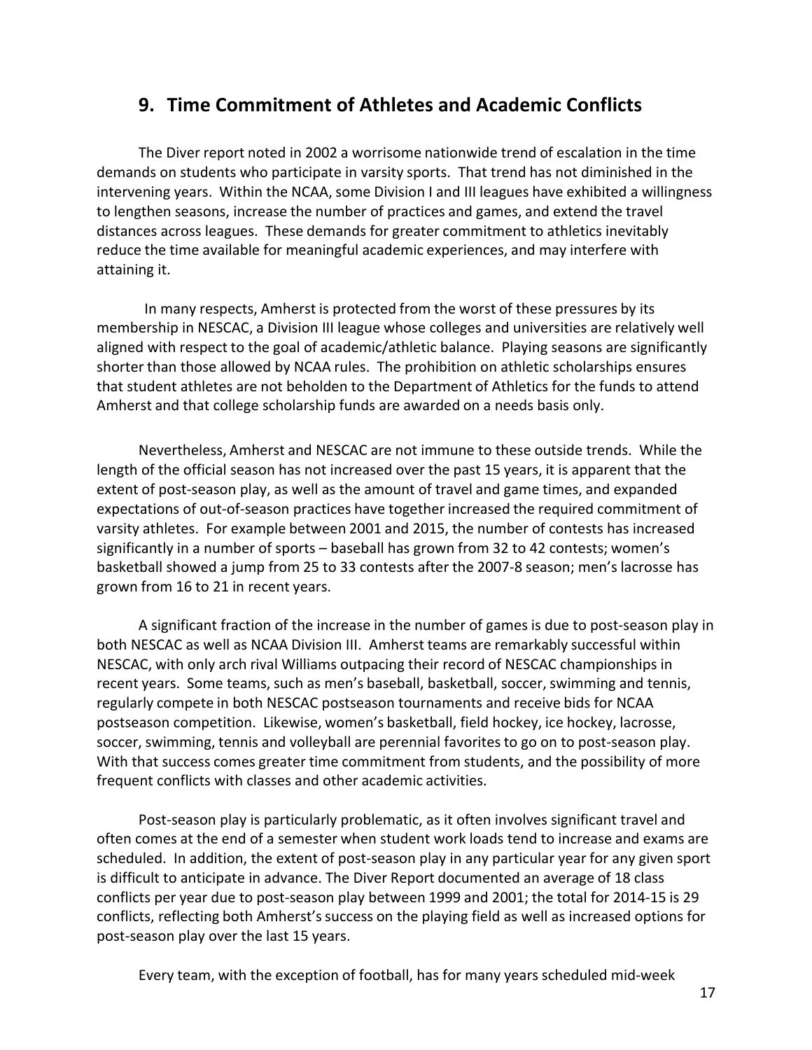## 9. Time Commitment of Athletes and Academic Conflicts

The Diver report noted in 2002 a worrisome nationwide trend of escalation in the time demands on students who participate in varsity sports. That trend has not diminished in the intervening years. Within the NCAA, some Division I and III leagues have exhibited a willingness to lengthen seasons, increase the number of practices and games, and extend the travel distances across leagues. These demands for greater commitment to athletics inevitably reduce the time available for meaningful academic experiences, and may interfere with attaining it.

In many respects, Amherst is protected from the worst of these pressures by its membership in NESCAC, a Division III league whose colleges and universities are relatively well aligned with respect to the goal of academic/athletic balance. Playing seasons are significantly shorter than those allowed by NCAA rules. The prohibition on athletic scholarships ensures that student athletes are not beholden to the Department of Athletics for the funds to attend Amherst and that college scholarship funds are awarded on a needs basis only.

Nevertheless, Amherst and NESCAC are not immune to these outside trends. While the length of the official season has not increased over the past 15 years, it is apparent that the extent of post-season play, as well as the amount of travel and game times, and expanded expectations of out-of-season practices have together increased the required commitment of varsity athletes. For example between 2001 and 2015, the number of contests has increased significantly in a number of sports – baseball has grown from 32 to 42 contests; women's basketball showed a jump from 25 to 33 contests after the 2007-8 season; men's lacrosse has grown from 16 to 21 in recent years.

A significant fraction of the increase in the number of games is due to post-season play in both NESCAC as well as NCAA Division III. Amherst teams are remarkably successful within NESCAC, with only arch rival Williams outpacing their record of NESCAC championships in recent years. Some teams, such as men's baseball, basketball, soccer, swimming and tennis, regularly compete in both NESCAC postseason tournaments and receive bids for NCAA postseason competition. Likewise, women's basketball, field hockey, ice hockey, lacrosse, soccer, swimming, tennis and volleyball are perennial favorites to go on to post-season play. With that success comes greater time commitment from students, and the possibility of more frequent conflicts with classes and other academic activities.

Post-season play is particularly problematic, as it often involves significant travel and often comes at the end of a semester when student work loads tend to increase and exams are scheduled. In addition, the extent of post-season play in any particular year for any given sport is difficult to anticipate in advance. The Diver Report documented an average of 18 class conflicts per year due to post-season play between 1999 and 2001; the total for 2014-15 is 29 conflicts, reflecting both Amherst's success on the playing field as well as increased options for post-season play over the last 15 years.

Every team, with the exception of football, has for many years scheduled mid-week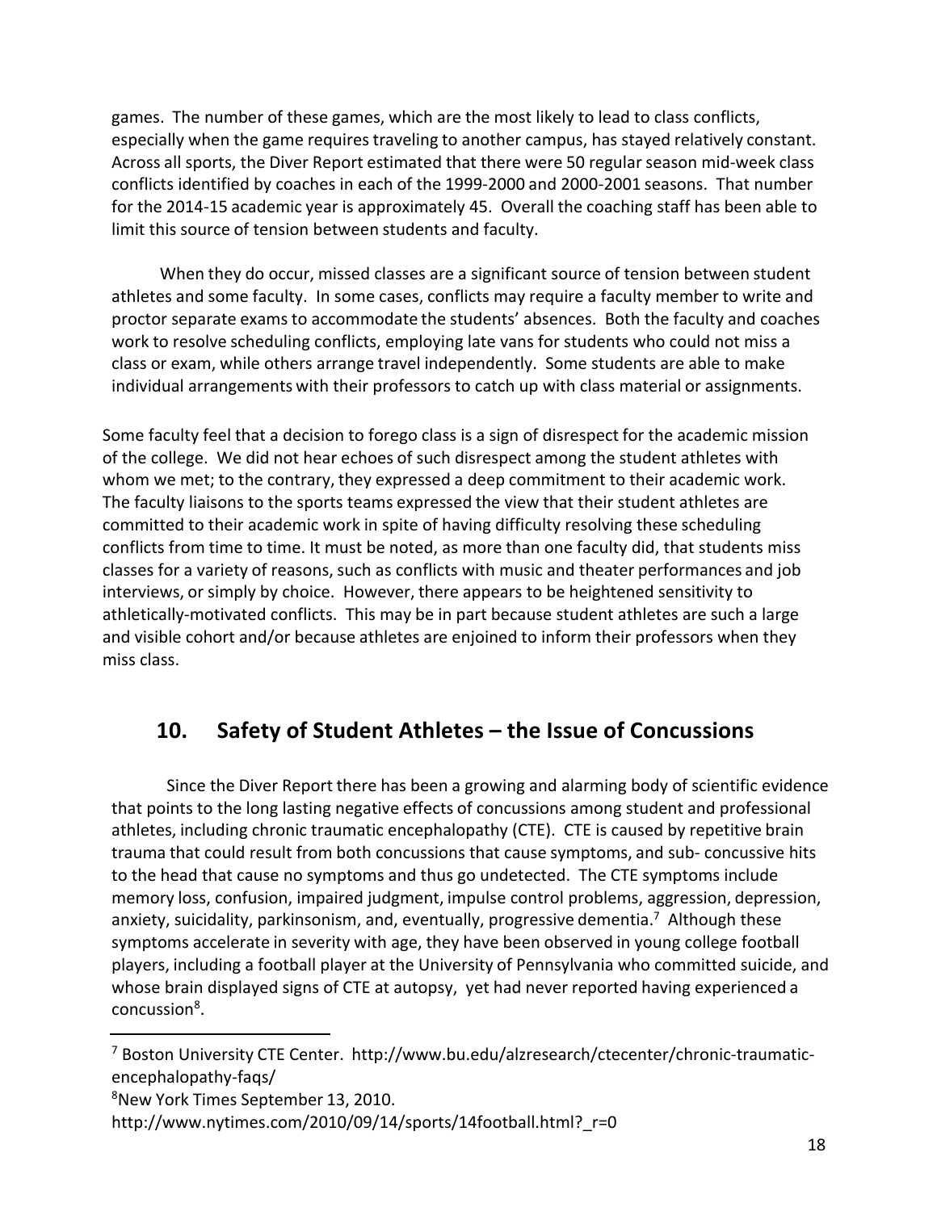games. The number of these games, which are the most likely to lead to class conflicts, especially when the game requires traveling to another campus, has stayed relatively constant. Across all sports, the Diver Report estimated that there were 50 regular season mid-week class conflicts identified by coaches in each of the 1999-2000 and 2000-2001 seasons. That number for the 2014-15 academic year is approximately 45. Overall the coaching staff has been able to limit this source of tension between students and faculty.

When they do occur, missed classes are a significant source of tension between student athletes and some faculty. In some cases, conflicts may require a faculty member to write and proctor separate exams to accommodate the students' absences. Both the faculty and coaches work to resolve scheduling conflicts, employing late vans for students who could not miss a class or exam, while others arrange travel independently. Some students are able to make individual arrangements with their professors to catch up with class material or assignments.

Some faculty feel that a decision to forego class is a sign of disrespect for the academic mission of the college. We did not hear echoes of such disrespect among the student athletes with whom we met; to the contrary, they expressed a deep commitment to their academic work. The faculty liaisons to the sports teams expressed the view that their student athletes are committed to their academic work in spite of having difficulty resolving these scheduling conflicts from time to time. It must be noted, as more than one faculty did, that students miss classes for a variety of reasons, such as conflicts with music and theater performances and job interviews, or simply by choice. However, there appears to be heightened sensitivity to athletically-motivated conflicts. This may be in part because student athletes are such a large and visible cohort and/or because athletes are enjoined to inform their professors when they miss class.

## 10. Safety of Student Athletes – the Issue of Concussions

Since the Diver Report there has been a growing and alarming body of scientific evidence that points to the long lasting negative effects of concussions among student and professional athletes, including chronic traumatic encephalopathy (CTE). CTE is caused by repetitive brain trauma that could result from both concussions that cause symptoms, and sub- concussive hits to the head that cause no symptoms and thus go undetected. The CTE symptoms include memory loss, confusion, impaired judgment, impulse control problems, aggression, depression, anxiety, suicidality, parkinsonism, and, eventually, progressive dementia.[7] Although these symptoms accelerate in severity with age, they have been observed in young college football players, including a football player at the University of Pennsylvania who committed suicide, and whose brain displayed signs of CTE at autopsy, yet had never reported having experienced a concussion[8].

---

[7] Boston University CTE Center. http://www.bu.edu/alzresearch/ctecenter/chronic-traumatic-encephalopathy-faqs/

[8] New York Times September 13, 2010. http://www.nytimes.com/2010/09/14/sports/14football.html?_r=0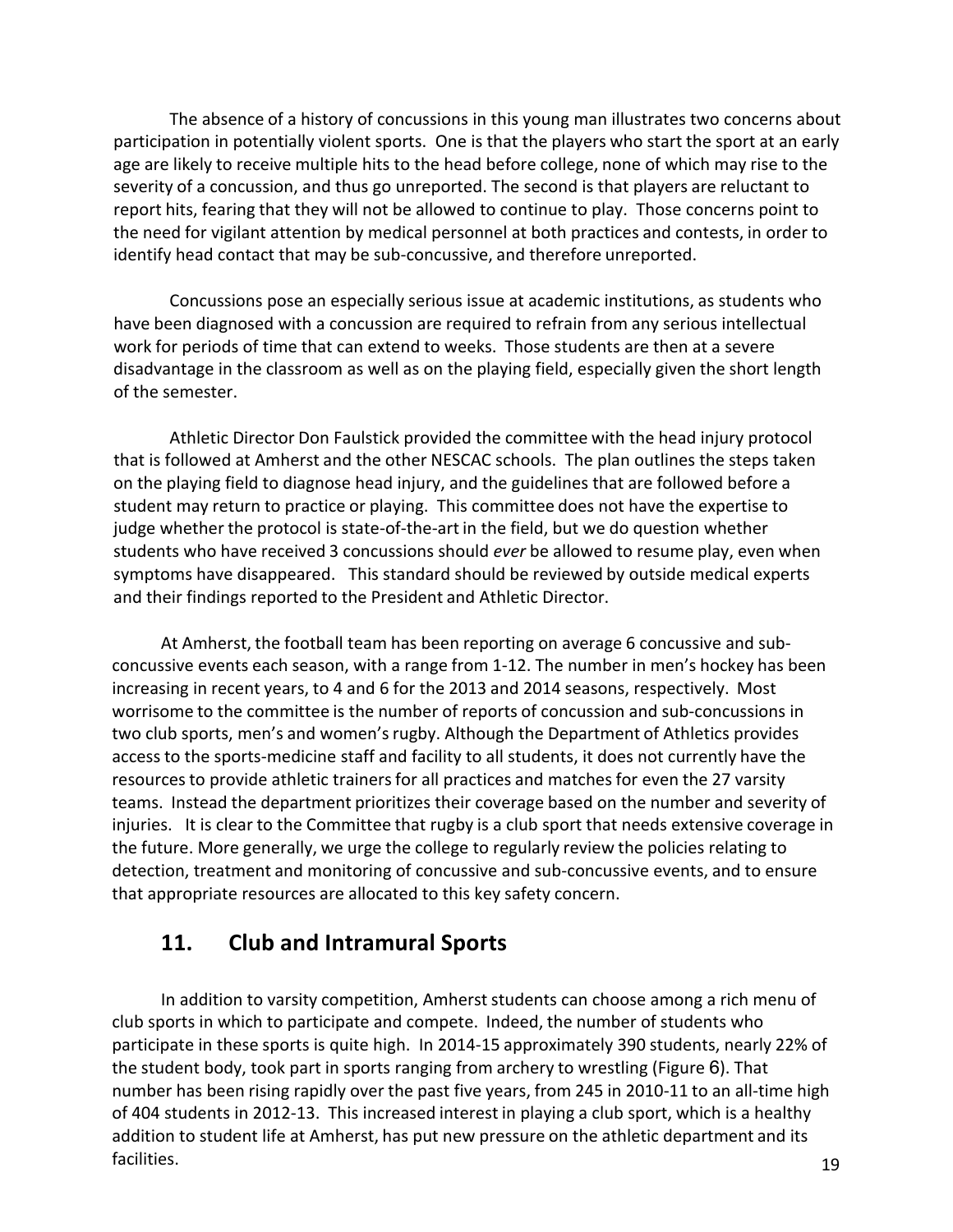The absence of a history of concussions in this young man illustrates two concerns about participation in potentially violent sports. One is that the players who start the sport at an early age are likely to receive multiple hits to the head before college, none of which may rise to the severity of a concussion, and thus go unreported. The second is that players are reluctant to report hits, fearing that they will not be allowed to continue to play. Those concerns point to the need for vigilant attention by medical personnel at both practices and contests, in order to identify head contact that may be sub-concussive, and therefore unreported.

Concussions pose an especially serious issue at academic institutions, as students who have been diagnosed with a concussion are required to refrain from any serious intellectual work for periods of time that can extend to weeks. Those students are then at a severe disadvantage in the classroom as well as on the playing field, especially given the short length of the semester.

Athletic Director Don Faulstick provided the committee with the head injury protocol that is followed at Amherst and the other NESCAC schools. The plan outlines the steps taken on the playing field to diagnose head injury, and the guidelines that are followed before a student may return to practice or playing. This committee does not have the expertise to judge whether the protocol is state-of-the-art in the field, but we do question whether students who have received 3 concussions should *ever* be allowed to resume play, even when symptoms have disappeared. This standard should be reviewed by outside medical experts and their findings reported to the President and Athletic Director.

At Amherst, the football team has been reporting on average 6 concussive and sub-concussive events each season, with a range from 1-12. The number in men's hockey has been increasing in recent years, to 4 and 6 for the 2013 and 2014 seasons, respectively. Most worrisome to the committee is the number of reports of concussion and sub-concussions in two club sports, men's and women's rugby. Although the Department of Athletics provides access to the sports-medicine staff and facility to all students, it does not currently have the resources to provide athletic trainers for all practices and matches for even the 27 varsity teams. Instead the department prioritizes their coverage based on the number and severity of injuries. It is clear to the Committee that rugby is a club sport that needs extensive coverage in the future. More generally, we urge the college to regularly review the policies relating to detection, treatment and monitoring of concussive and sub-concussive events, and to ensure that appropriate resources are allocated to this key safety concern.

## 11. Club and Intramural Sports

In addition to varsity competition, Amherst students can choose among a rich menu of club sports in which to participate and compete. Indeed, the number of students who participate in these sports is quite high. In 2014-15 approximately 390 students, nearly 22% of the student body, took part in sports ranging from archery to wrestling (Figure 6). That number has been rising rapidly over the past five years, from 245 in 2010-11 to an all-time high of 404 students in 2012-13. This increased interest in playing a club sport, which is a healthy addition to student life at Amherst, has put new pressure on the athletic department and its facilities.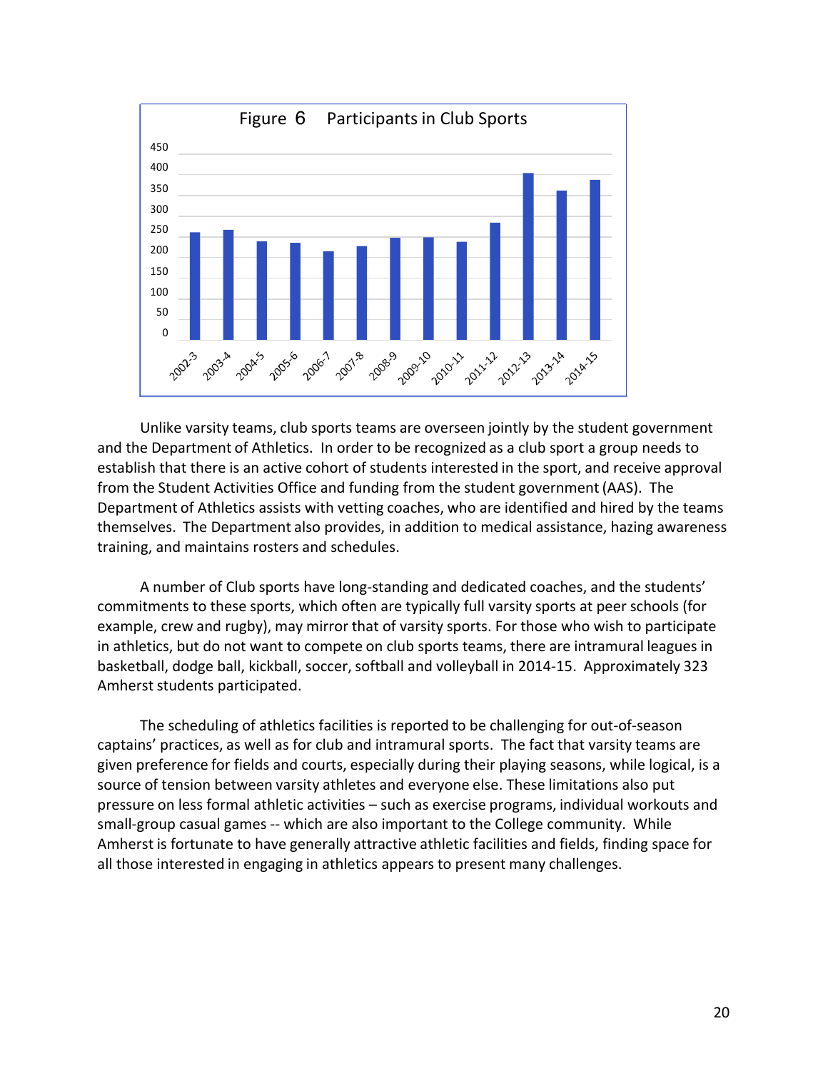Figure 6 Participants in Club Sports

Unlike varsity teams, club sports teams are overseen jointly by the student government and the Department of Athletics. In order to be recognized as a club sport a group needs to establish that there is an active cohort of students interested in the sport, and receive approval from the Student Activities Office and funding from the student government (AAS). The Department of Athletics assists with vetting coaches, who are identified and hired by the teams themselves. The Department also provides, in addition to medical assistance, hazing awareness training, and maintains rosters and schedules.

A number of Club sports have long-standing and dedicated coaches, and the students' commitments to these sports, which often are typically full varsity sports at peer schools (for example, crew and rugby), may mirror that of varsity sports. For those who wish to participate in athletics, but do not want to compete on club sports teams, there are intramural leagues in basketball, dodge ball, kickball, soccer, softball and volleyball in 2014-15. Approximately 323 Amherst students participated.

The scheduling of athletics facilities is reported to be challenging for out-of-season captains' practices, as well as for club and intramural sports. The fact that varsity teams are given preference for fields and courts, especially during their playing seasons, while logical, is a source of tension between varsity athletes and everyone else. These limitations also put pressure on less formal athletic activities – such as exercise programs, individual workouts and small-group casual games -- which are also important to the College community. While Amherst is fortunate to have generally attractive athletic facilities and fields, finding space for all those interested in engaging in athletics appears to present many challenges.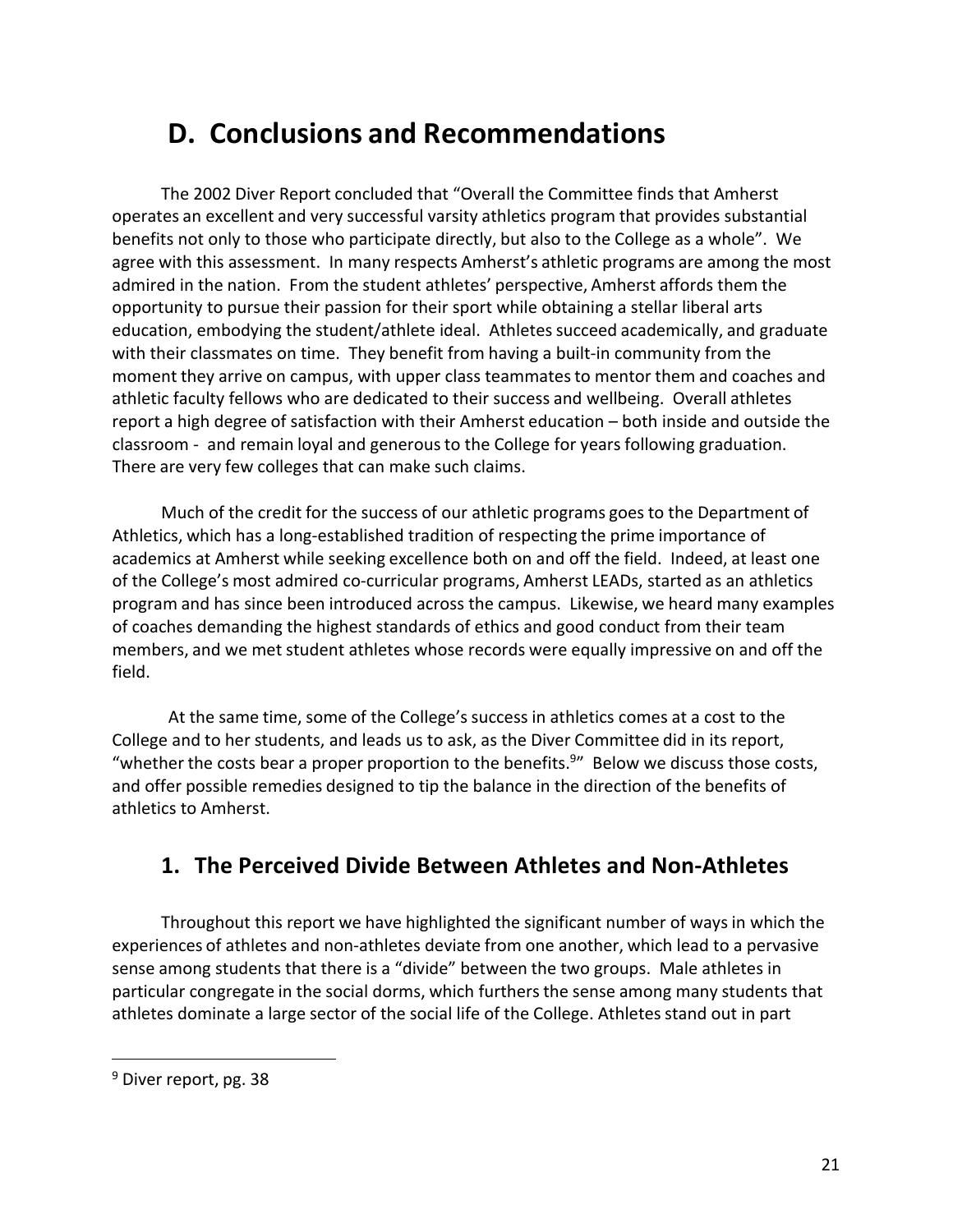# D. Conclusions and Recommendations

The 2002 Diver Report concluded that "Overall the Committee finds that Amherst operates an excellent and very successful varsity athletics program that provides substantial benefits not only to those who participate directly, but also to the College as a whole". We agree with this assessment. In many respects Amherst's athletic programs are among the most admired in the nation. From the student athletes' perspective, Amherst affords them the opportunity to pursue their passion for their sport while obtaining a stellar liberal arts education, embodying the student/athlete ideal. Athletes succeed academically, and graduate with their classmates on time. They benefit from having a built-in community from the moment they arrive on campus, with upper class teammates to mentor them and coaches and athletic faculty fellows who are dedicated to their success and wellbeing. Overall athletes report a high degree of satisfaction with their Amherst education – both inside and outside the classroom - and remain loyal and generous to the College for years following graduation. There are very few colleges that can make such claims.

Much of the credit for the success of our athletic programs goes to the Department of Athletics, which has a long-established tradition of respecting the prime importance of academics at Amherst while seeking excellence both on and off the field. Indeed, at least one of the College's most admired co-curricular programs, Amherst LEADs, started as an athletics program and has since been introduced across the campus. Likewise, we heard many examples of coaches demanding the highest standards of ethics and good conduct from their team members, and we met student athletes whose records were equally impressive on and off the field.

At the same time, some of the College's success in athletics comes at a cost to the College and to her students, and leads us to ask, as the Diver Committee did in its report, "whether the costs bear a proper proportion to the benefits.[9]" Below we discuss those costs, and offer possible remedies designed to tip the balance in the direction of the benefits of athletics to Amherst.

## 1. The Perceived Divide Between Athletes and Non-Athletes

Throughout this report we have highlighted the significant number of ways in which the experiences of athletes and non-athletes deviate from one another, which lead to a pervasive sense among students that there is a "divide" between the two groups. Male athletes in particular congregate in the social dorms, which furthers the sense among many students that athletes dominate a large sector of the social life of the College. Athletes stand out in part

---

[9] Diver report, pg. 38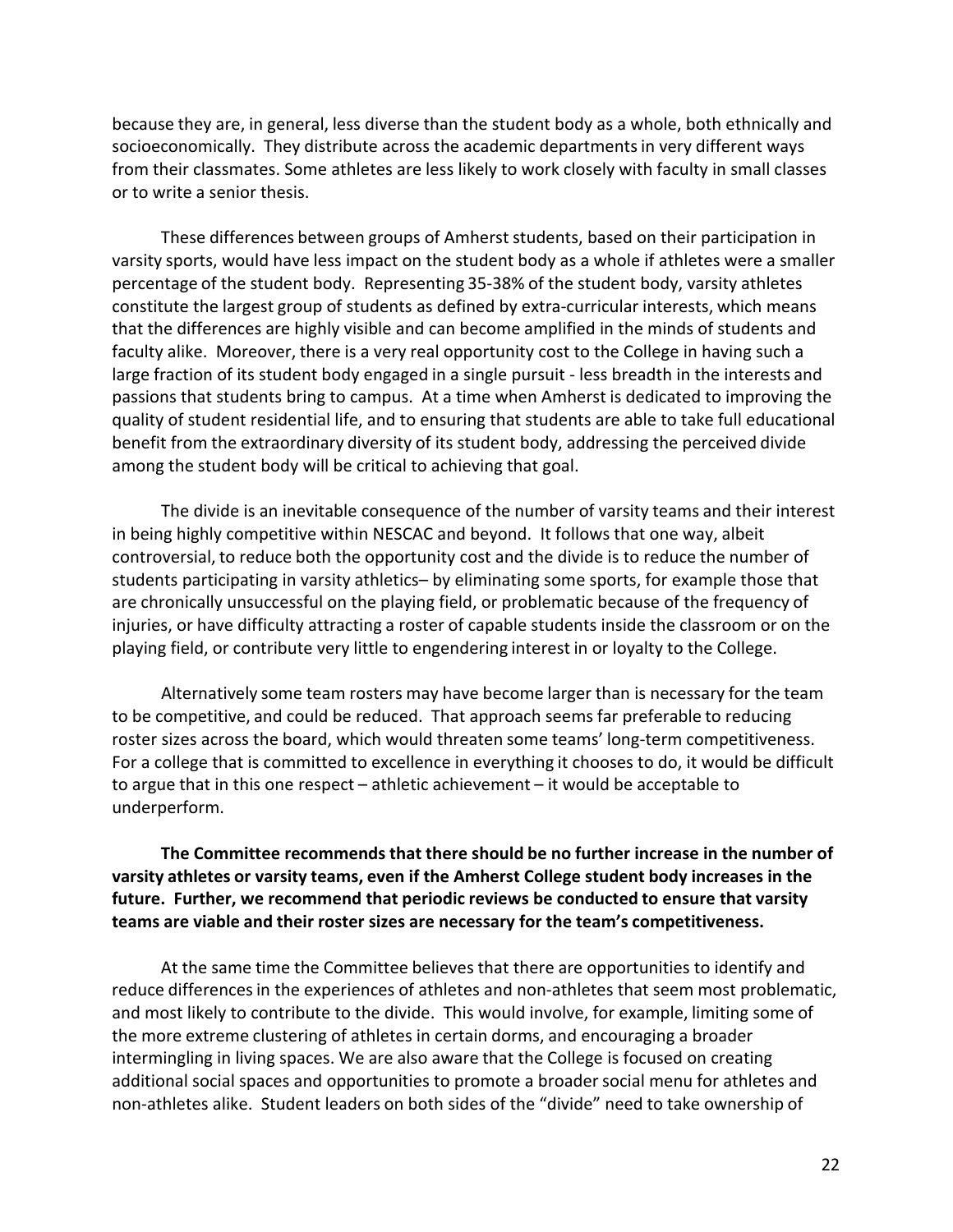because they are, in general, less diverse than the student body as a whole, both ethnically and socioeconomically. They distribute across the academic departments in very different ways from their classmates. Some athletes are less likely to work closely with faculty in small classes or to write a senior thesis.

These differences between groups of Amherst students, based on their participation in varsity sports, would have less impact on the student body as a whole if athletes were a smaller percentage of the student body. Representing 35-38% of the student body, varsity athletes constitute the largest group of students as defined by extra-curricular interests, which means that the differences are highly visible and can become amplified in the minds of students and faculty alike. Moreover, there is a very real opportunity cost to the College in having such a large fraction of its student body engaged in a single pursuit - less breadth in the interests and passions that students bring to campus. At a time when Amherst is dedicated to improving the quality of student residential life, and to ensuring that students are able to take full educational benefit from the extraordinary diversity of its student body, addressing the perceived divide among the student body will be critical to achieving that goal.

The divide is an inevitable consequence of the number of varsity teams and their interest in being highly competitive within NESCAC and beyond. It follows that one way, albeit controversial, to reduce both the opportunity cost and the divide is to reduce the number of students participating in varsity athletics– by eliminating some sports, for example those that are chronically unsuccessful on the playing field, or problematic because of the frequency of injuries, or have difficulty attracting a roster of capable students inside the classroom or on the playing field, or contribute very little to engendering interest in or loyalty to the College.

Alternatively some team rosters may have become larger than is necessary for the team to be competitive, and could be reduced. That approach seems far preferable to reducing roster sizes across the board, which would threaten some teams' long-term competitiveness. For a college that is committed to excellence in everything it chooses to do, it would be difficult to argue that in this one respect – athletic achievement – it would be acceptable to underperform.

**The Committee recommends that there should be no further increase in the number of varsity athletes or varsity teams, even if the Amherst College student body increases in the future. Further, we recommend that periodic reviews be conducted to ensure that varsity teams are viable and their roster sizes are necessary for the team's competitiveness.**

At the same time the Committee believes that there are opportunities to identify and reduce differences in the experiences of athletes and non-athletes that seem most problematic, and most likely to contribute to the divide. This would involve, for example, limiting some of the more extreme clustering of athletes in certain dorms, and encouraging a broader intermingling in living spaces. We are also aware that the College is focused on creating additional social spaces and opportunities to promote a broader social menu for athletes and non-athletes alike. Student leaders on both sides of the "divide" need to take ownership of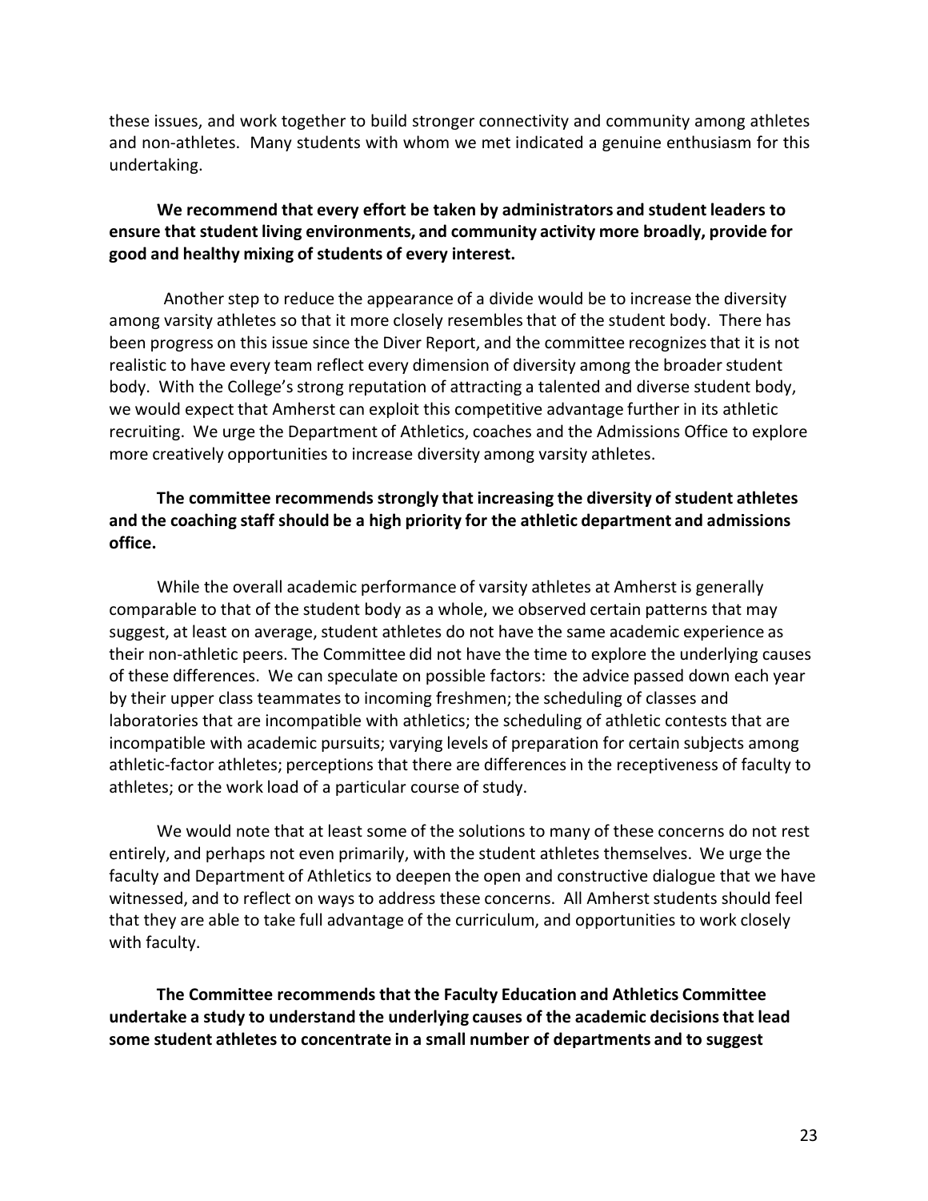these issues, and work together to build stronger connectivity and community among athletes and non-athletes. Many students with whom we met indicated a genuine enthusiasm for this undertaking.

**We recommend that every effort be taken by administrators and student leaders to ensure that student living environments, and community activity more broadly, provide for good and healthy mixing of students of every interest.**

Another step to reduce the appearance of a divide would be to increase the diversity among varsity athletes so that it more closely resembles that of the student body. There has been progress on this issue since the Diver Report, and the committee recognizes that it is not realistic to have every team reflect every dimension of diversity among the broader student body. With the College's strong reputation of attracting a talented and diverse student body, we would expect that Amherst can exploit this competitive advantage further in its athletic recruiting. We urge the Department of Athletics, coaches and the Admissions Office to explore more creatively opportunities to increase diversity among varsity athletes.

**The committee recommends strongly that increasing the diversity of student athletes and the coaching staff should be a high priority for the athletic department and admissions office.**

While the overall academic performance of varsity athletes at Amherst is generally comparable to that of the student body as a whole, we observed certain patterns that may suggest, at least on average, student athletes do not have the same academic experience as their non-athletic peers. The Committee did not have the time to explore the underlying causes of these differences. We can speculate on possible factors: the advice passed down each year by their upper class teammates to incoming freshmen; the scheduling of classes and laboratories that are incompatible with athletics; the scheduling of athletic contests that are incompatible with academic pursuits; varying levels of preparation for certain subjects among athletic-factor athletes; perceptions that there are differences in the receptiveness of faculty to athletes; or the work load of a particular course of study.

We would note that at least some of the solutions to many of these concerns do not rest entirely, and perhaps not even primarily, with the student athletes themselves. We urge the faculty and Department of Athletics to deepen the open and constructive dialogue that we have witnessed, and to reflect on ways to address these concerns. All Amherst students should feel that they are able to take full advantage of the curriculum, and opportunities to work closely with faculty.

**The Committee recommends that the Faculty Education and Athletics Committee undertake a study to understand the underlying causes of the academic decisions that lead some student athletes to concentrate in a small number of departments and to suggest**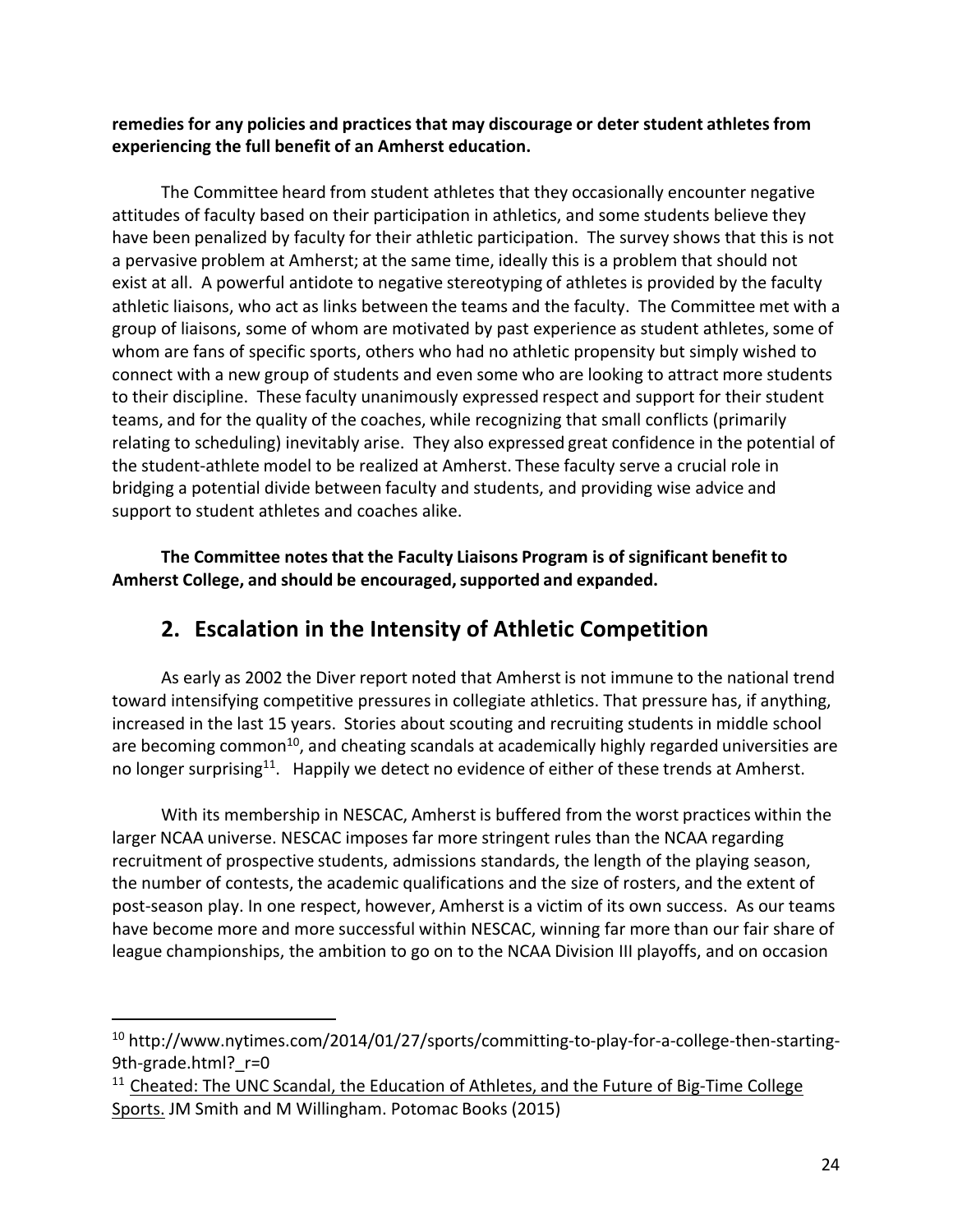**remedies for any policies and practices that may discourage or deter student athletes from experiencing the full benefit of an Amherst education.**

The Committee heard from student athletes that they occasionally encounter negative attitudes of faculty based on their participation in athletics, and some students believe they have been penalized by faculty for their athletic participation. The survey shows that this is not a pervasive problem at Amherst; at the same time, ideally this is a problem that should not exist at all. A powerful antidote to negative stereotyping of athletes is provided by the faculty athletic liaisons, who act as links between the teams and the faculty. The Committee met with a group of liaisons, some of whom are motivated by past experience as student athletes, some of whom are fans of specific sports, others who had no athletic propensity but simply wished to connect with a new group of students and even some who are looking to attract more students to their discipline. These faculty unanimously expressed respect and support for their student teams, and for the quality of the coaches, while recognizing that small conflicts (primarily relating to scheduling) inevitably arise. They also expressed great confidence in the potential of the student-athlete model to be realized at Amherst. These faculty serve a crucial role in bridging a potential divide between faculty and students, and providing wise advice and support to student athletes and coaches alike.

**The Committee notes that the Faculty Liaisons Program is of significant benefit to Amherst College, and should be encouraged, supported and expanded.**

## 2. Escalation in the Intensity of Athletic Competition

As early as 2002 the Diver report noted that Amherst is not immune to the national trend toward intensifying competitive pressures in collegiate athletics. That pressure has, if anything, increased in the last 15 years. Stories about scouting and recruiting students in middle school are becoming common[10], and cheating scandals at academically highly regarded universities are no longer surprising[11]. Happily we detect no evidence of either of these trends at Amherst.

With its membership in NESCAC, Amherst is buffered from the worst practices within the larger NCAA universe. NESCAC imposes far more stringent rules than the NCAA regarding recruitment of prospective students, admissions standards, the length of the playing season, the number of contests, the academic qualifications and the size of rosters, and the extent of post-season play. In one respect, however, Amherst is a victim of its own success. As our teams have become more and more successful within NESCAC, winning far more than our fair share of league championships, the ambition to go on to the NCAA Division III playoffs, and on occasion

---

[10] http://www.nytimes.com/2014/01/27/sports/committing-to-play-for-a-college-then-starting-9th-grade.html?_r=0

[11] Cheated: The UNC Scandal, the Education of Athletes, and the Future of Big-Time College Sports. JM Smith and M Willingham. Potomac Books (2015)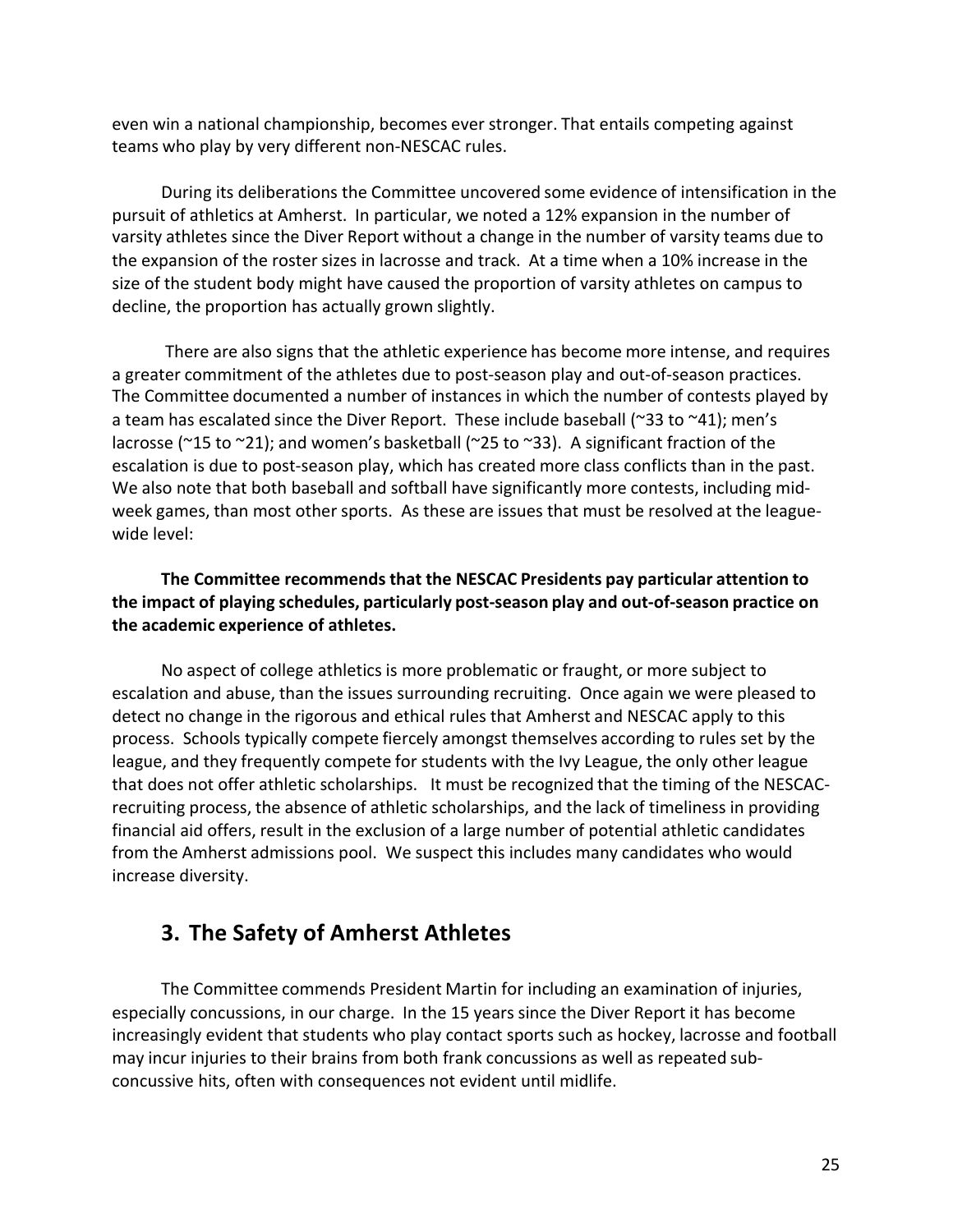even win a national championship, becomes ever stronger. That entails competing against teams who play by very different non-NESCAC rules.

During its deliberations the Committee uncovered some evidence of intensification in the pursuit of athletics at Amherst. In particular, we noted a 12% expansion in the number of varsity athletes since the Diver Report without a change in the number of varsity teams due to the expansion of the roster sizes in lacrosse and track. At a time when a 10% increase in the size of the student body might have caused the proportion of varsity athletes on campus to decline, the proportion has actually grown slightly.

There are also signs that the athletic experience has become more intense, and requires a greater commitment of the athletes due to post-season play and out-of-season practices. The Committee documented a number of instances in which the number of contests played by a team has escalated since the Diver Report. These include baseball (~33 to ~41); men's lacrosse (~15 to ~21); and women's basketball (~25 to ~33). A significant fraction of the escalation is due to post-season play, which has created more class conflicts than in the past. We also note that both baseball and softball have significantly more contests, including mid-week games, than most other sports. As these are issues that must be resolved at the league-wide level:

**The Committee recommends that the NESCAC Presidents pay particular attention to the impact of playing schedules, particularly post-season play and out-of-season practice on the academic experience of athletes.**

No aspect of college athletics is more problematic or fraught, or more subject to escalation and abuse, than the issues surrounding recruiting. Once again we were pleased to detect no change in the rigorous and ethical rules that Amherst and NESCAC apply to this process. Schools typically compete fiercely amongst themselves according to rules set by the league, and they frequently compete for students with the Ivy League, the only other league that does not offer athletic scholarships. It must be recognized that the timing of the NESCAC-recruiting process, the absence of athletic scholarships, and the lack of timeliness in providing financial aid offers, result in the exclusion of a large number of potential athletic candidates from the Amherst admissions pool. We suspect this includes many candidates who would increase diversity.

## 3. The Safety of Amherst Athletes

The Committee commends President Martin for including an examination of injuries, especially concussions, in our charge. In the 15 years since the Diver Report it has become increasingly evident that students who play contact sports such as hockey, lacrosse and football may incur injuries to their brains from both frank concussions as well as repeated sub-concussive hits, often with consequences not evident until midlife.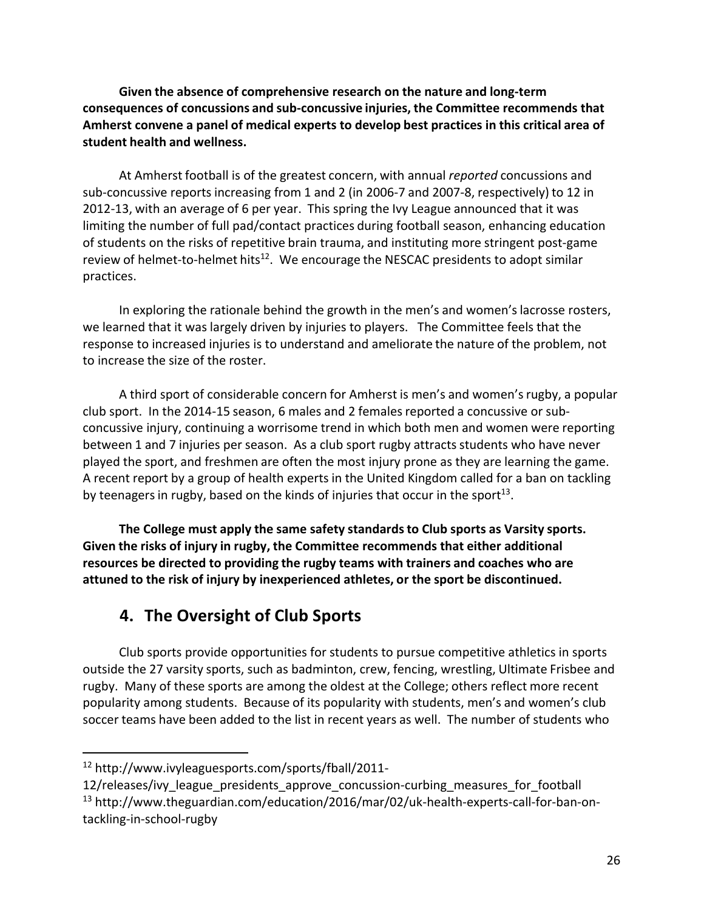**Given the absence of comprehensive research on the nature and long-term consequences of concussions and sub-concussive injuries, the Committee recommends that Amherst convene a panel of medical experts to develop best practices in this critical area of student health and wellness.**

At Amherst football is of the greatest concern, with annual *reported* concussions and sub-concussive reports increasing from 1 and 2 (in 2006-7 and 2007-8, respectively) to 12 in 2012-13, with an average of 6 per year. This spring the Ivy League announced that it was limiting the number of full pad/contact practices during football season, enhancing education of students on the risks of repetitive brain trauma, and instituting more stringent post-game review of helmet-to-helmet hits[12]. We encourage the NESCAC presidents to adopt similar practices.

In exploring the rationale behind the growth in the men's and women's lacrosse rosters, we learned that it was largely driven by injuries to players. The Committee feels that the response to increased injuries is to understand and ameliorate the nature of the problem, not to increase the size of the roster.

A third sport of considerable concern for Amherst is men's and women's rugby, a popular club sport. In the 2014-15 season, 6 males and 2 females reported a concussive or sub-concussive injury, continuing a worrisome trend in which both men and women were reporting between 1 and 7 injuries per season. As a club sport rugby attracts students who have never played the sport, and freshmen are often the most injury prone as they are learning the game. A recent report by a group of health experts in the United Kingdom called for a ban on tackling by teenagers in rugby, based on the kinds of injuries that occur in the sport[13].

**The College must apply the same safety standards to Club sports as Varsity sports. Given the risks of injury in rugby, the Committee recommends that either additional resources be directed to providing the rugby teams with trainers and coaches who are attuned to the risk of injury by inexperienced athletes, or the sport be discontinued.**

## 4. The Oversight of Club Sports

Club sports provide opportunities for students to pursue competitive athletics in sports outside the 27 varsity sports, such as badminton, crew, fencing, wrestling, Ultimate Frisbee and rugby. Many of these sports are among the oldest at the College; others reflect more recent popularity among students. Because of its popularity with students, men's and women's club soccer teams have been added to the list in recent years as well. The number of students who

---

[12] http://www.ivyleaguesports.com/sports/fball/2011-12/releases/ivy_league_presidents_approve_concussion-curbing_measures_for_football

[13] http://www.theguardian.com/education/2016/mar/02/uk-health-experts-call-for-ban-on-tackling-in-school-rugby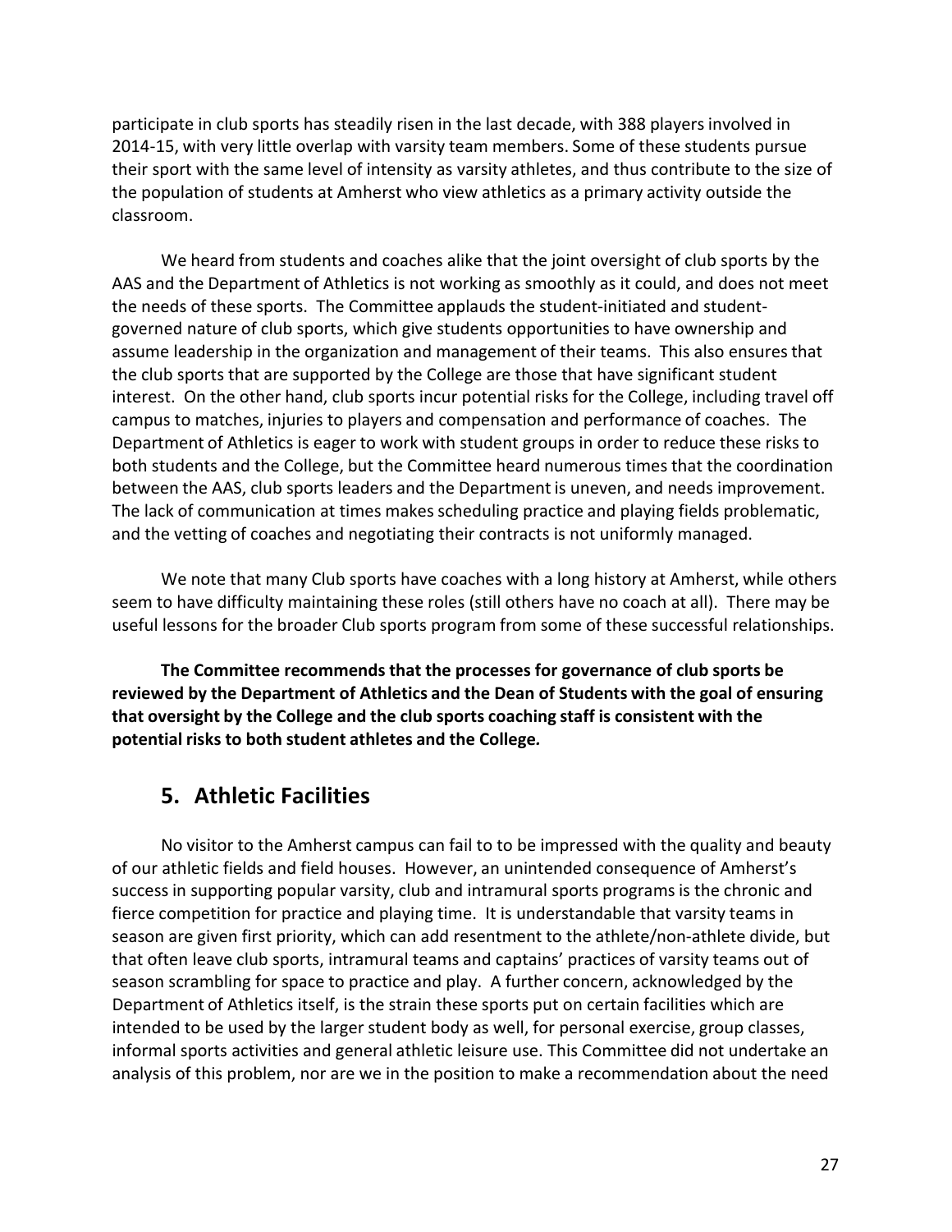participate in club sports has steadily risen in the last decade, with 388 players involved in 2014-15, with very little overlap with varsity team members. Some of these students pursue their sport with the same level of intensity as varsity athletes, and thus contribute to the size of the population of students at Amherst who view athletics as a primary activity outside the classroom.

We heard from students and coaches alike that the joint oversight of club sports by the AAS and the Department of Athletics is not working as smoothly as it could, and does not meet the needs of these sports. The Committee applauds the student-initiated and student-governed nature of club sports, which give students opportunities to have ownership and assume leadership in the organization and management of their teams. This also ensures that the club sports that are supported by the College are those that have significant student interest. On the other hand, club sports incur potential risks for the College, including travel off campus to matches, injuries to players and compensation and performance of coaches. The Department of Athletics is eager to work with student groups in order to reduce these risks to both students and the College, but the Committee heard numerous times that the coordination between the AAS, club sports leaders and the Department is uneven, and needs improvement. The lack of communication at times makes scheduling practice and playing fields problematic, and the vetting of coaches and negotiating their contracts is not uniformly managed.

We note that many Club sports have coaches with a long history at Amherst, while others seem to have difficulty maintaining these roles (still others have no coach at all). There may be useful lessons for the broader Club sports program from some of these successful relationships.

**The Committee recommends that the processes for governance of club sports be reviewed by the Department of Athletics and the Dean of Students with the goal of ensuring that oversight by the College and the club sports coaching staff is consistent with the potential risks to both student athletes and the College.**

## 5. Athletic Facilities

No visitor to the Amherst campus can fail to to be impressed with the quality and beauty of our athletic fields and field houses. However, an unintended consequence of Amherst's success in supporting popular varsity, club and intramural sports programs is the chronic and fierce competition for practice and playing time. It is understandable that varsity teams in season are given first priority, which can add resentment to the athlete/non-athlete divide, but that often leave club sports, intramural teams and captains' practices of varsity teams out of season scrambling for space to practice and play. A further concern, acknowledged by the Department of Athletics itself, is the strain these sports put on certain facilities which are intended to be used by the larger student body as well, for personal exercise, group classes, informal sports activities and general athletic leisure use. This Committee did not undertake an analysis of this problem, nor are we in the position to make a recommendation about the need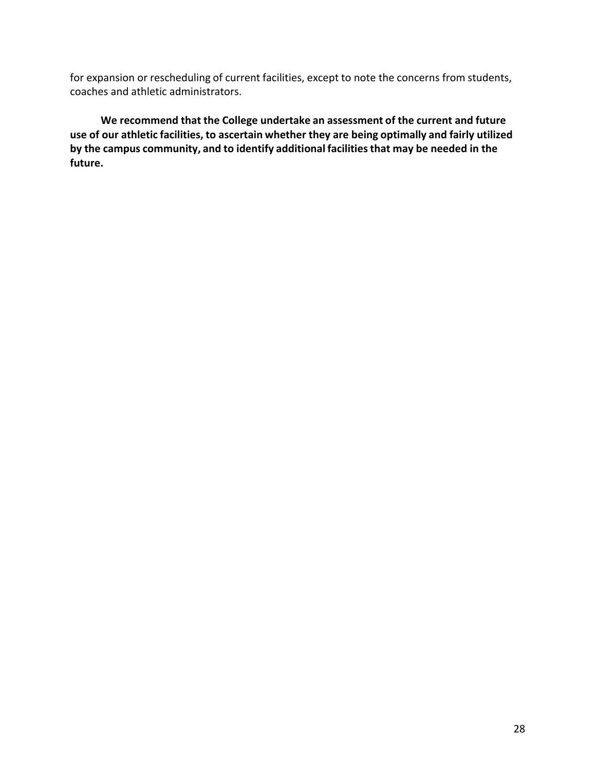for expansion or rescheduling of current facilities, except to note the concerns from students, coaches and athletic administrators.

**We recommend that the College undertake an assessment of the current and future use of our athletic facilities, to ascertain whether they are being optimally and fairly utilized by the campus community, and to identify additional facilities that may be needed in the future.**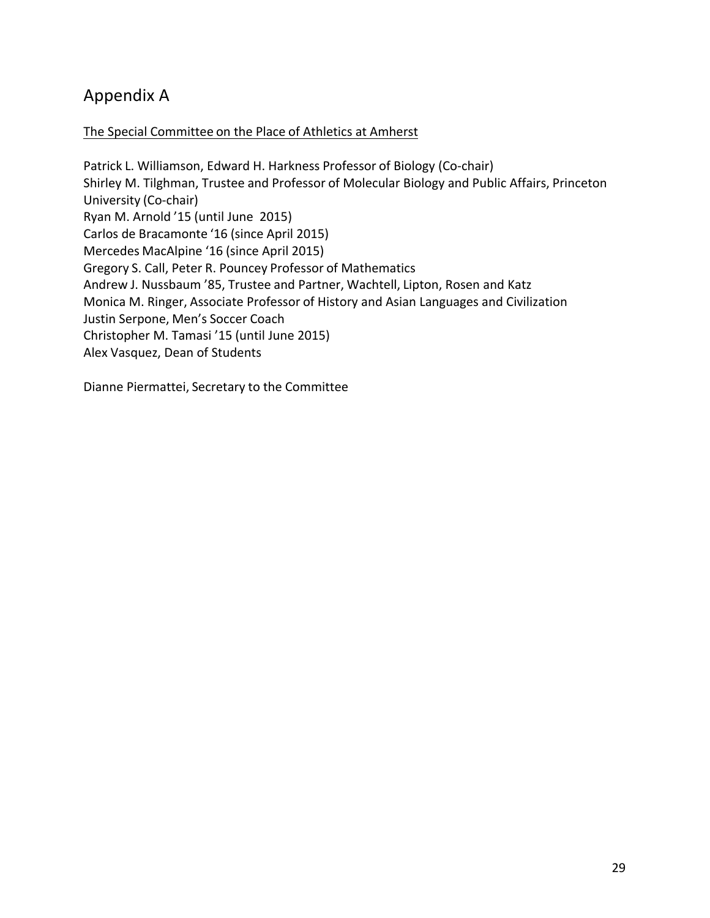## Appendix A

<u>The Special Committee on the Place of Athletics at Amherst</u>

Patrick L. Williamson, Edward H. Harkness Professor of Biology (Co-chair)
Shirley M. Tilghman, Trustee and Professor of Molecular Biology and Public Affairs, Princeton University (Co-chair)
Ryan M. Arnold ’15 (until June 2015)
Carlos de Bracamonte ‘16 (since April 2015)
Mercedes MacAlpine ‘16 (since April 2015)
Gregory S. Call, Peter R. Pouncey Professor of Mathematics
Andrew J. Nussbaum ’85, Trustee and Partner, Wachtell, Lipton, Rosen and Katz
Monica M. Ringer, Associate Professor of History and Asian Languages and Civilization
Justin Serpone, Men’s Soccer Coach
Christopher M. Tamasi ’15 (until June 2015)
Alex Vasquez, Dean of Students

Dianne Piermattei, Secretary to the Committee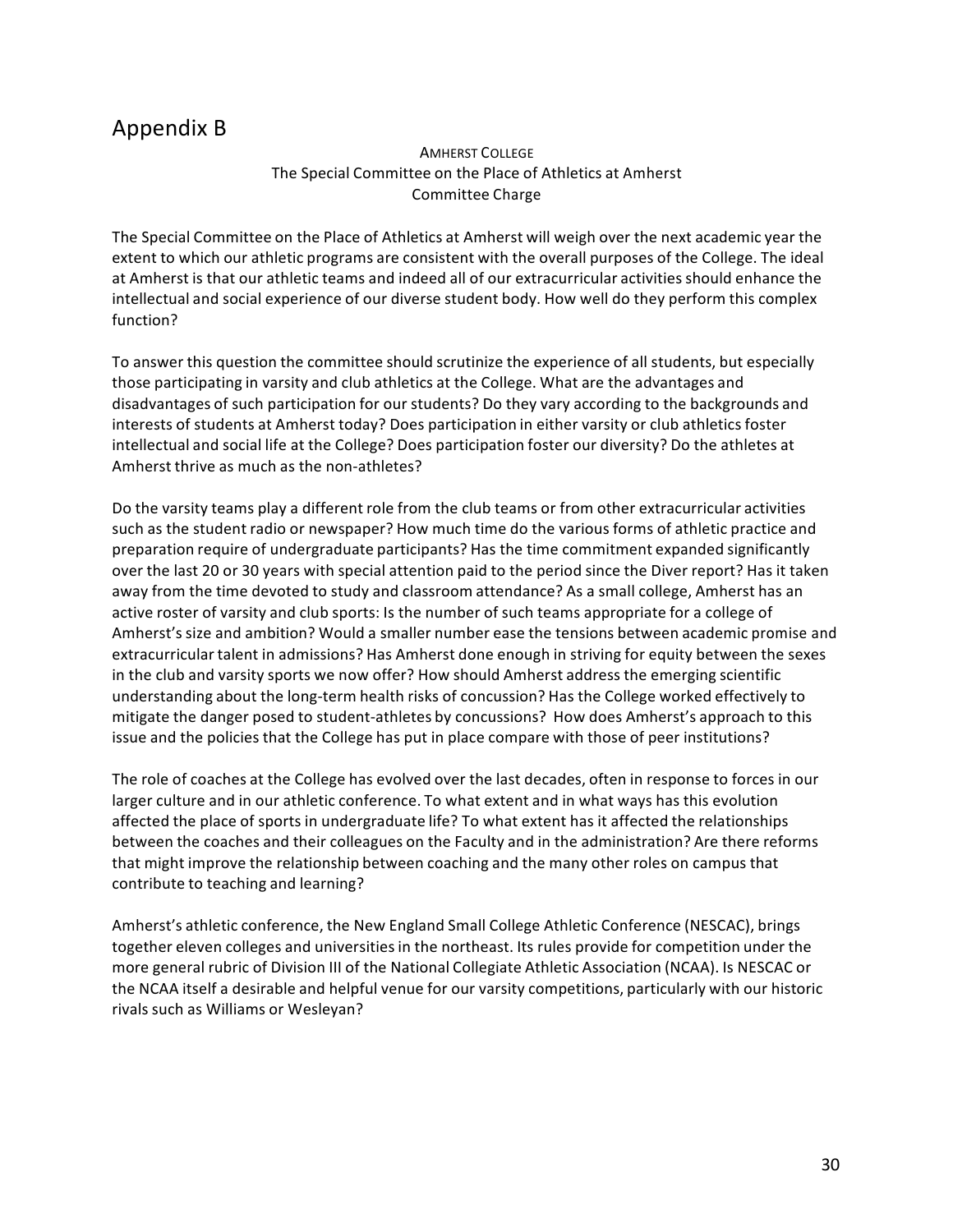## Appendix B

AMHERST COLLEGE
The Special Committee on the Place of Athletics at Amherst
Committee Charge

The Special Committee on the Place of Athletics at Amherst will weigh over the next academic year the extent to which our athletic programs are consistent with the overall purposes of the College. The ideal at Amherst is that our athletic teams and indeed all of our extracurricular activities should enhance the intellectual and social experience of our diverse student body. How well do they perform this complex function?

To answer this question the committee should scrutinize the experience of all students, but especially those participating in varsity and club athletics at the College. What are the advantages and disadvantages of such participation for our students? Do they vary according to the backgrounds and interests of students at Amherst today? Does participation in either varsity or club athletics foster intellectual and social life at the College? Does participation foster our diversity? Do the athletes at Amherst thrive as much as the non-athletes?

Do the varsity teams play a different role from the club teams or from other extracurricular activities such as the student radio or newspaper? How much time do the various forms of athletic practice and preparation require of undergraduate participants? Has the time commitment expanded significantly over the last 20 or 30 years with special attention paid to the period since the Diver report? Has it taken away from the time devoted to study and classroom attendance? As a small college, Amherst has an active roster of varsity and club sports: Is the number of such teams appropriate for a college of Amherst's size and ambition? Would a smaller number ease the tensions between academic promise and extracurricular talent in admissions? Has Amherst done enough in striving for equity between the sexes in the club and varsity sports we now offer? How should Amherst address the emerging scientific understanding about the long-term health risks of concussion? Has the College worked effectively to mitigate the danger posed to student-athletes by concussions? How does Amherst's approach to this issue and the policies that the College has put in place compare with those of peer institutions?

The role of coaches at the College has evolved over the last decades, often in response to forces in our larger culture and in our athletic conference. To what extent and in what ways has this evolution affected the place of sports in undergraduate life? To what extent has it affected the relationships between the coaches and their colleagues on the Faculty and in the administration? Are there reforms that might improve the relationship between coaching and the many other roles on campus that contribute to teaching and learning?

Amherst's athletic conference, the New England Small College Athletic Conference (NESCAC), brings together eleven colleges and universities in the northeast. Its rules provide for competition under the more general rubric of Division III of the National Collegiate Athletic Association (NCAA). Is NESCAC or the NCAA itself a desirable and helpful venue for our varsity competitions, particularly with our historic rivals such as Williams or Wesleyan?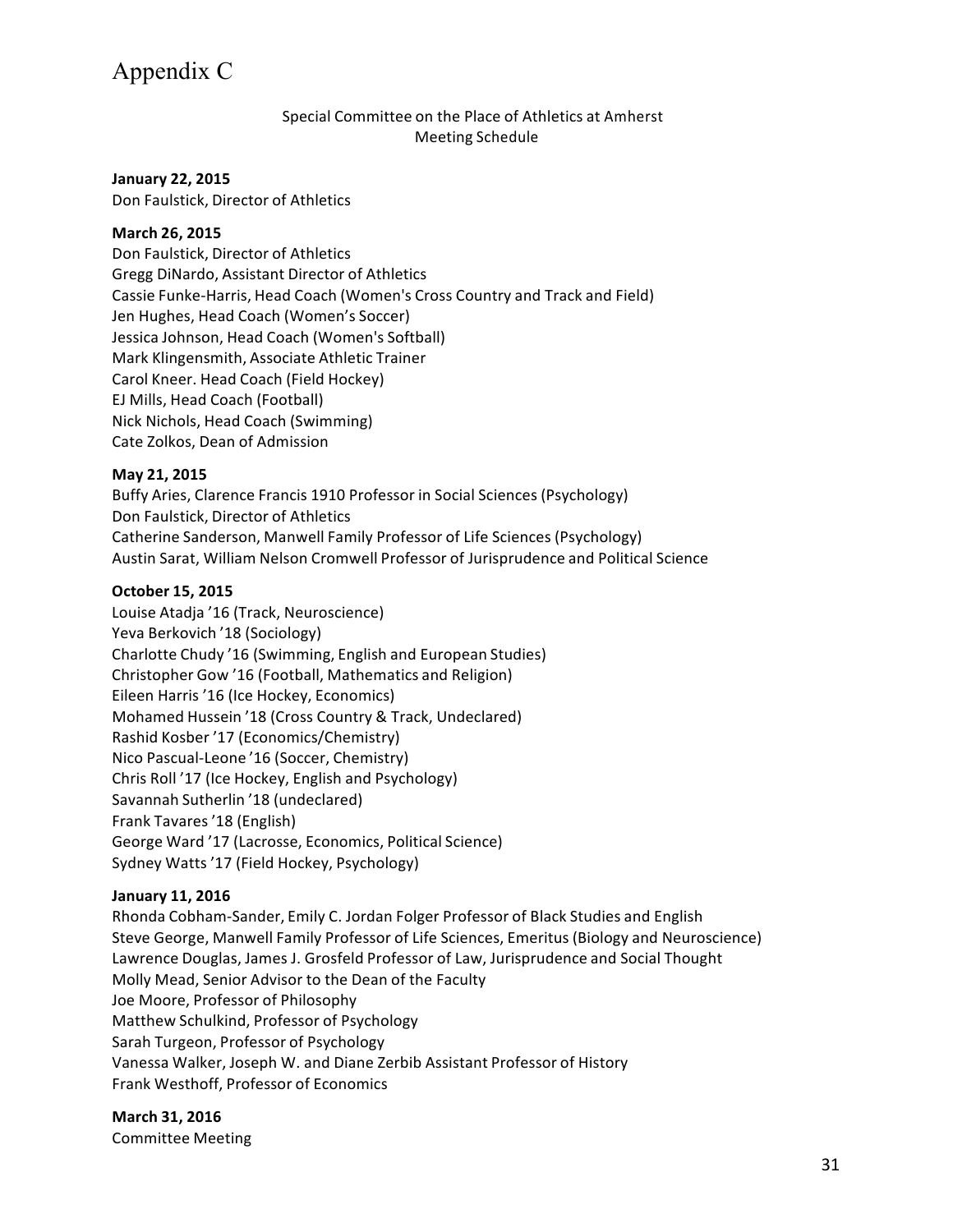# Appendix C

Special Committee on the Place of Athletics at Amherst
Meeting Schedule

**January 22, 2015**
Don Faulstick, Director of Athletics

**March 26, 2015**
Don Faulstick, Director of Athletics
Gregg DiNardo, Assistant Director of Athletics
Cassie Funke-Harris, Head Coach (Women's Cross Country and Track and Field)
Jen Hughes, Head Coach (Women's Soccer)
Jessica Johnson, Head Coach (Women's Softball)
Mark Klingensmith, Associate Athletic Trainer
Carol Kneer. Head Coach (Field Hockey)
EJ Mills, Head Coach (Football)
Nick Nichols, Head Coach (Swimming)
Cate Zolkos, Dean of Admission

**May 21, 2015**
Buffy Aries, Clarence Francis 1910 Professor in Social Sciences (Psychology)
Don Faulstick, Director of Athletics
Catherine Sanderson, Manwell Family Professor of Life Sciences (Psychology)
Austin Sarat, William Nelson Cromwell Professor of Jurisprudence and Political Science

**October 15, 2015**
Louise Atadja '16 (Track, Neuroscience)
Yeva Berkovich '18 (Sociology)
Charlotte Chudy '16 (Swimming, English and European Studies)
Christopher Gow '16 (Football, Mathematics and Religion)
Eileen Harris '16 (Ice Hockey, Economics)
Mohamed Hussein '18 (Cross Country & Track, Undeclared)
Rashid Kosber '17 (Economics/Chemistry)
Nico Pascual-Leone '16 (Soccer, Chemistry)
Chris Roll '17 (Ice Hockey, English and Psychology)
Savannah Sutherlin '18 (undeclared)
Frank Tavares '18 (English)
George Ward '17 (Lacrosse, Economics, Political Science)
Sydney Watts '17 (Field Hockey, Psychology)

**January 11, 2016**
Rhonda Cobham-Sander, Emily C. Jordan Folger Professor of Black Studies and English
Steve George, Manwell Family Professor of Life Sciences, Emeritus (Biology and Neuroscience)
Lawrence Douglas, James J. Grosfeld Professor of Law, Jurisprudence and Social Thought
Molly Mead, Senior Advisor to the Dean of the Faculty
Joe Moore, Professor of Philosophy
Matthew Schulkind, Professor of Psychology
Sarah Turgeon, Professor of Psychology
Vanessa Walker, Joseph W. and Diane Zerbib Assistant Professor of History
Frank Westhoff, Professor of Economics

**March 31, 2016**
Committee Meeting